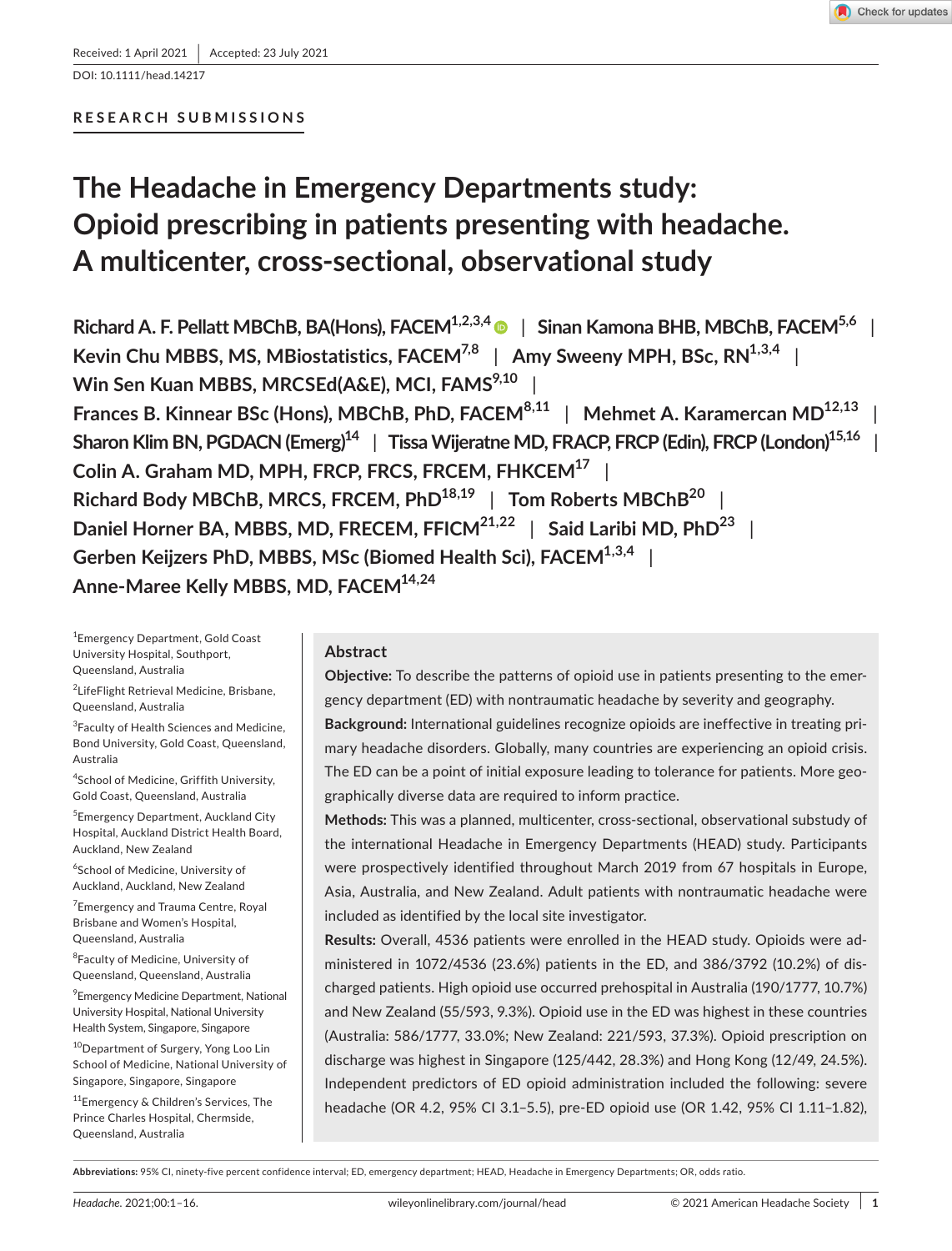Received: 1 April 2021 | Accepted: 23 July 2021

DOI: 10.1111/head.14217

RESEARCH SUBMISSIONS

# The Headache in Emergency Departments study: Opioid prescribing in patients presenting with headache. A multicenter, cross-sectional, observational study

Richard A. F. Pellatt MBChB, BA(Hons), FACEM[1,2,3,4] | Sinan Kamona BHB, MBChB, FACEM[5,6] | Kevin Chu MBBS, MS, MBiostatistics, FACEM[7,8] | Amy Sweeny MPH, BSc, RN[1,3,4] | Win Sen Kuan MBBS, MRCSEd(A&E), MCI, FAMS[9,10] | Frances B. Kinnear BSc (Hons), MBChB, PhD, FACEM[8,11] | Mehmet A. Karamercan MD[12,13] | Sharon Klim BN, PGDACN (Emerg)[14] | Tissa Wijeratne MD, FRACP, FRCP (Edin), FRCP (London)[15,16] | Colin A. Graham MD, MPH, FRCP, FRCS, FRCEM, FHKCEM[17] | Richard Body MBChB, MRCS, FRCEM, PhD[18,19] | Tom Roberts MBChB[20] | Daniel Horner BA, MBBS, MD, FRECEM, FFICM[21,22] | Said Laribi MD, PhD[23] | Gerben Keijzers PhD, MBBS, MSc (Biomed Health Sci), FACEM[1,3,4] | Anne-Maree Kelly MBBS, MD, FACEM[14,24]

[1]Emergency Department, Gold Coast University Hospital, Southport, Queensland, Australia

[2]LifeFlight Retrieval Medicine, Brisbane, Queensland, Australia

[3]Faculty of Health Sciences and Medicine, Bond University, Gold Coast, Queensland, Australia

[4]School of Medicine, Griffith University, Gold Coast, Queensland, Australia

[5]Emergency Department, Auckland City Hospital, Auckland District Health Board, Auckland, New Zealand

[6]School of Medicine, University of Auckland, Auckland, New Zealand

[7]Emergency and Trauma Centre, Royal Brisbane and Women's Hospital, Queensland, Australia

[8]Faculty of Medicine, University of Queensland, Queensland, Australia

[9]Emergency Medicine Department, National University Hospital, National University Health System, Singapore, Singapore

[10]Department of Surgery, Yong Loo Lin School of Medicine, National University of Singapore, Singapore, Singapore

[11]Emergency & Children's Services, The Prince Charles Hospital, Chermside, Queensland, Australia

## Abstract

**Objective:** To describe the patterns of opioid use in patients presenting to the emergency department (ED) with nontraumatic headache by severity and geography.

**Background:** International guidelines recognize opioids are ineffective in treating primary headache disorders. Globally, many countries are experiencing an opioid crisis. The ED can be a point of initial exposure leading to tolerance for patients. More geographically diverse data are required to inform practice.

**Methods:** This was a planned, multicenter, cross-sectional, observational substudy of the international Headache in Emergency Departments (HEAD) study. Participants were prospectively identified throughout March 2019 from 67 hospitals in Europe, Asia, Australia, and New Zealand. Adult patients with nontraumatic headache were included as identified by the local site investigator.

**Results:** Overall, 4536 patients were enrolled in the HEAD study. Opioids were administered in 1072/4536 (23.6%) patients in the ED, and 386/3792 (10.2%) of discharged patients. High opioid use occurred prehospital in Australia (190/1777, 10.7%) and New Zealand (55/593, 9.3%). Opioid use in the ED was highest in these countries (Australia: 586/1777, 33.0%; New Zealand: 221/593, 37.3%). Opioid prescription on discharge was highest in Singapore (125/442, 28.3%) and Hong Kong (12/49, 24.5%). Independent predictors of ED opioid administration included the following: severe headache (OR 4.2, 95% CI 3.1–5.5), pre-ED opioid use (OR 1.42, 95% CI 1.11–1.82),

**Abbreviations:** 95% CI, ninety-five percent confidence interval; ED, emergency department; HEAD, Headache in Emergency Departments; OR, odds ratio.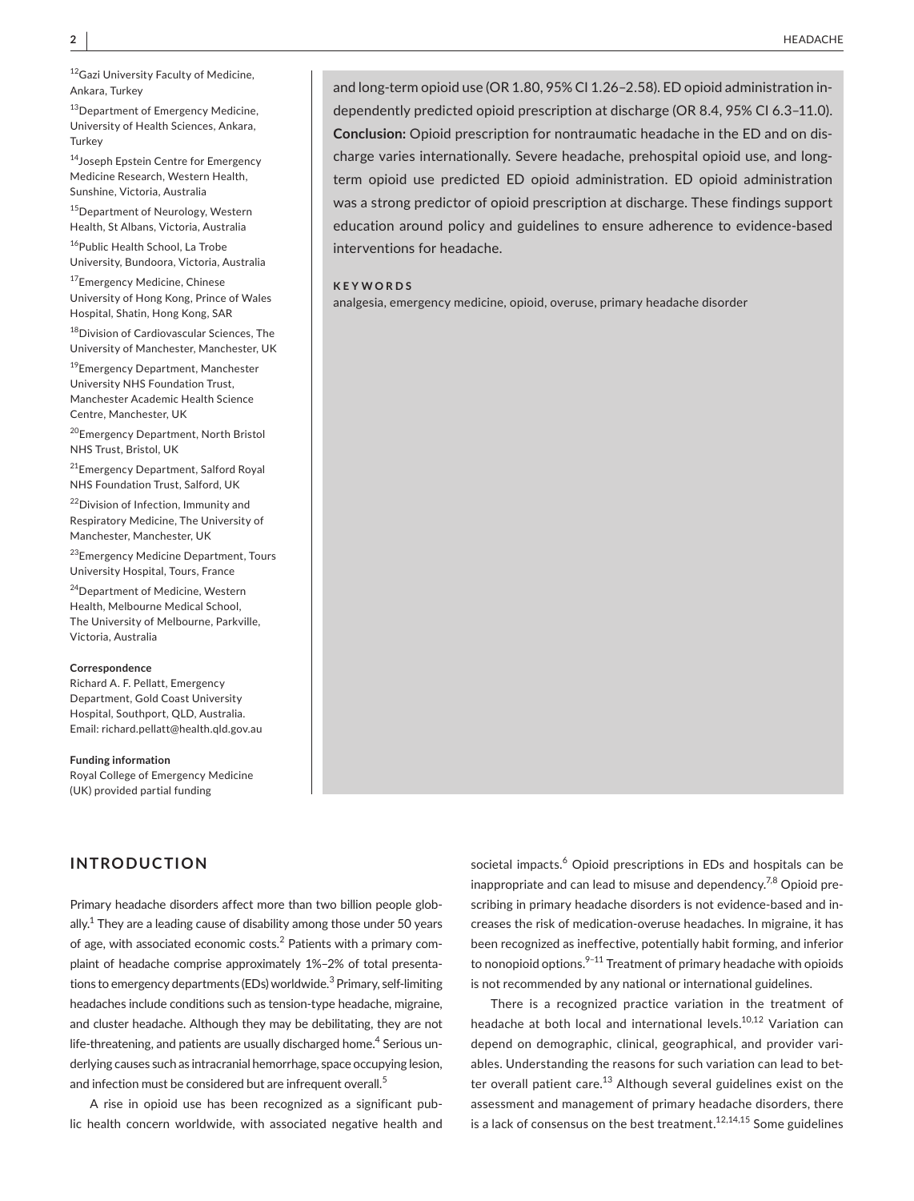[12]Gazi University Faculty of Medicine, Ankara, Turkey

[13]Department of Emergency Medicine, University of Health Sciences, Ankara, Turkey

[14]Joseph Epstein Centre for Emergency Medicine Research, Western Health, Sunshine, Victoria, Australia

[15]Department of Neurology, Western Health, St Albans, Victoria, Australia

[16]Public Health School, La Trobe University, Bundoora, Victoria, Australia

[17]Emergency Medicine, Chinese University of Hong Kong, Prince of Wales Hospital, Shatin, Hong Kong, SAR

[18]Division of Cardiovascular Sciences, The University of Manchester, Manchester, UK

[19]Emergency Department, Manchester University NHS Foundation Trust, Manchester Academic Health Science Centre, Manchester, UK

[20]Emergency Department, North Bristol NHS Trust, Bristol, UK

[21]Emergency Department, Salford Royal NHS Foundation Trust, Salford, UK

[22]Division of Infection, Immunity and Respiratory Medicine, The University of Manchester, Manchester, UK

[23]Emergency Medicine Department, Tours University Hospital, Tours, France

[24]Department of Medicine, Western Health, Melbourne Medical School, The University of Melbourne, Parkville, Victoria, Australia

**Correspondence**
Richard A. F. Pellatt, Emergency Department, Gold Coast University Hospital, Southport, QLD, Australia.
Email: richard.pellatt@health.qld.gov.au

**Funding information**
Royal College of Emergency Medicine (UK) provided partial funding

and long-term opioid use (OR 1.80, 95% CI 1.26–2.58). ED opioid administration independently predicted opioid prescription at discharge (OR 8.4, 95% CI 6.3–11.0).
**Conclusion:** Opioid prescription for nontraumatic headache in the ED and on discharge varies internationally. Severe headache, prehospital opioid use, and long-term opioid use predicted ED opioid administration. ED opioid administration was a strong predictor of opioid prescription at discharge. These findings support education around policy and guidelines to ensure adherence to evidence-based interventions for headache.

**KEYWORDS**
analgesia, emergency medicine, opioid, overuse, primary headache disorder

## INTRODUCTION

Primary headache disorders affect more than two billion people globally.[1] They are a leading cause of disability among those under 50 years of age, with associated economic costs.[2] Patients with a primary complaint of headache comprise approximately 1%–2% of total presentations to emergency departments (EDs) worldwide.[3] Primary, self-limiting headaches include conditions such as tension-type headache, migraine, and cluster headache. Although they may be debilitating, they are not life-threatening, and patients are usually discharged home.[4] Serious underlying causes such as intracranial hemorrhage, space occupying lesion, and infection must be considered but are infrequent overall.[5]

A rise in opioid use has been recognized as a significant public health concern worldwide, with associated negative health and societal impacts.[6] Opioid prescriptions in EDs and hospitals can be inappropriate and can lead to misuse and dependency.[7,8] Opioid prescribing in primary headache disorders is not evidence-based and increases the risk of medication-overuse headaches. In migraine, it has been recognized as ineffective, potentially habit forming, and inferior to nonopioid options.[9–11] Treatment of primary headache with opioids is not recommended by any national or international guidelines.

There is a recognized practice variation in the treatment of headache at both local and international levels.[10,12] Variation can depend on demographic, clinical, geographical, and provider variables. Understanding the reasons for such variation can lead to better overall patient care.[13] Although several guidelines exist on the assessment and management of primary headache disorders, there is a lack of consensus on the best treatment.[12,14,15] Some guidelines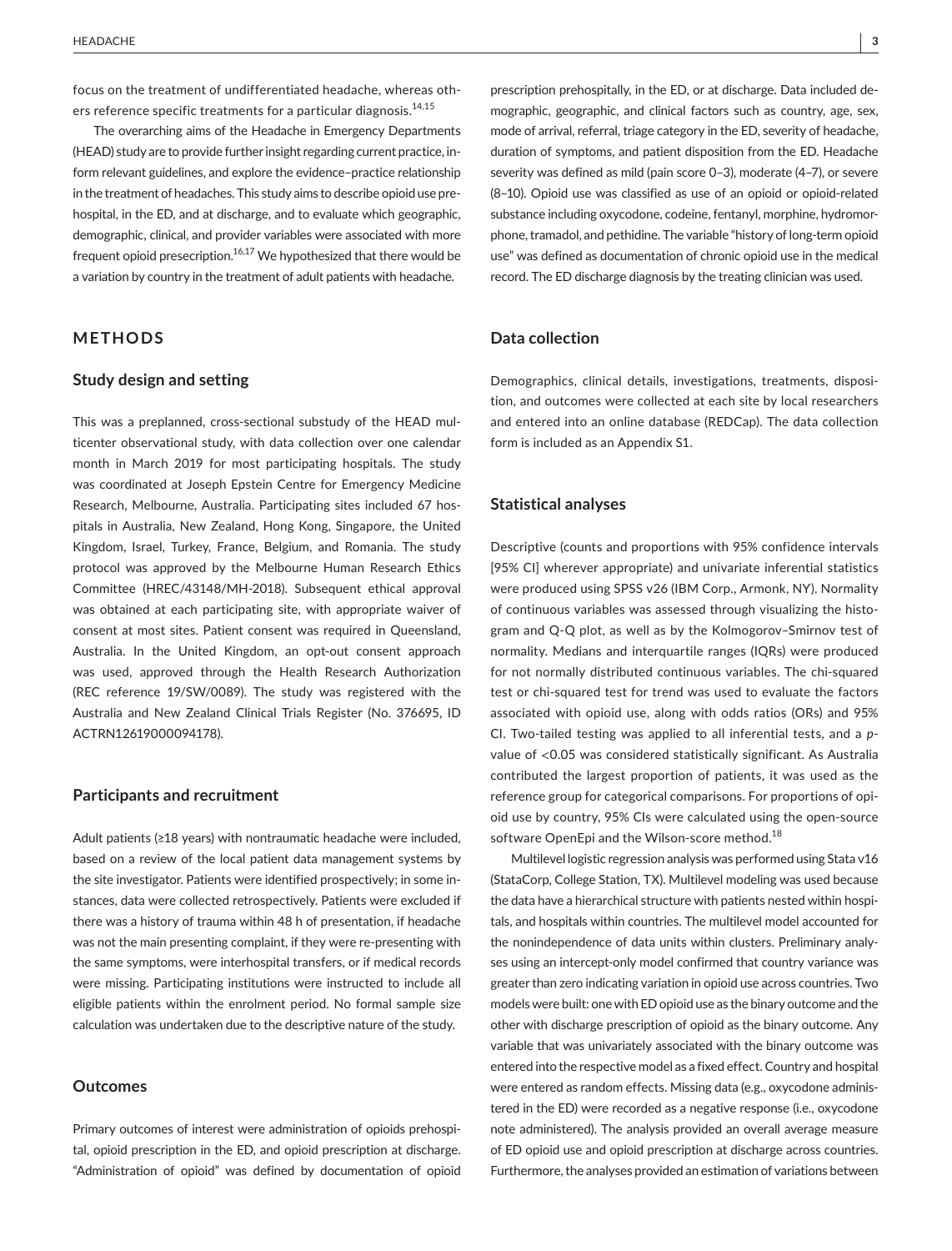focus on the treatment of undifferentiated headache, whereas others reference specific treatments for a particular diagnosis.[14,15]

The overarching aims of the Headache in Emergency Departments (HEAD) study are to provide further insight regarding current practice, inform relevant guidelines, and explore the evidence–practice relationship in the treatment of headaches. This study aims to describe opioid use prehospital, in the ED, and at discharge, and to evaluate which geographic, demographic, clinical, and provider variables were associated with more frequent opioid presecription.[16,17] We hypothesized that there would be a variation by country in the treatment of adult patients with headache.

## METHODS

### Study design and setting

This was a preplanned, cross-sectional substudy of the HEAD multicenter observational study, with data collection over one calendar month in March 2019 for most participating hospitals. The study was coordinated at Joseph Epstein Centre for Emergency Medicine Research, Melbourne, Australia. Participating sites included 67 hospitals in Australia, New Zealand, Hong Kong, Singapore, the United Kingdom, Israel, Turkey, France, Belgium, and Romania. The study protocol was approved by the Melbourne Human Research Ethics Committee (HREC/43148/MH-2018). Subsequent ethical approval was obtained at each participating site, with appropriate waiver of consent at most sites. Patient consent was required in Queensland, Australia. In the United Kingdom, an opt-out consent approach was used, approved through the Health Research Authorization (REC reference 19/SW/0089). The study was registered with the Australia and New Zealand Clinical Trials Register (No. 376695, ID ACTRN12619000094178).

### Participants and recruitment

Adult patients (≥18 years) with nontraumatic headache were included, based on a review of the local patient data management systems by the site investigator. Patients were identified prospectively; in some instances, data were collected retrospectively. Patients were excluded if there was a history of trauma within 48 h of presentation, if headache was not the main presenting complaint, if they were re-presenting with the same symptoms, were interhospital transfers, or if medical records were missing. Participating institutions were instructed to include all eligible patients within the enrolment period. No formal sample size calculation was undertaken due to the descriptive nature of the study.

### Outcomes

Primary outcomes of interest were administration of opioids prehospital, opioid prescription in the ED, and opioid prescription at discharge. "Administration of opioid" was defined by documentation of opioid prescription prehospitally, in the ED, or at discharge. Data included demographic, geographic, and clinical factors such as country, age, sex, mode of arrival, referral, triage category in the ED, severity of headache, duration of symptoms, and patient disposition from the ED. Headache severity was defined as mild (pain score 0–3), moderate (4–7), or severe (8–10). Opioid use was classified as use of an opioid or opioid-related substance including oxycodone, codeine, fentanyl, morphine, hydromorphone, tramadol, and pethidine. The variable "history of long-term opioid use" was defined as documentation of chronic opioid use in the medical record. The ED discharge diagnosis by the treating clinician was used.

### Data collection

Demographics, clinical details, investigations, treatments, disposition, and outcomes were collected at each site by local researchers and entered into an online database (REDCap). The data collection form is included as an Appendix S1.

### Statistical analyses

Descriptive (counts and proportions with 95% confidence intervals [95% CI] wherever appropriate) and univariate inferential statistics were produced using SPSS v26 (IBM Corp., Armonk, NY). Normality of continuous variables was assessed through visualizing the histogram and Q-Q plot, as well as by the Kolmogorov–Smirnov test of normality. Medians and interquartile ranges (IQRs) were produced for not normally distributed continuous variables. The chi-squared test or chi-squared test for trend was used to evaluate the factors associated with opioid use, along with odds ratios (ORs) and 95% CI. Two-tailed testing was applied to all inferential tests, and a $p$-value of $<0.05$ was considered statistically significant. As Australia contributed the largest proportion of patients, it was used as the reference group for categorical comparisons. For proportions of opioid use by country, 95% CIs were calculated using the open-source software OpenEpi and the Wilson-score method.[18]

Multilevel logistic regression analysis was performed using Stata v16 (StataCorp, College Station, TX). Multilevel modeling was used because the data have a hierarchical structure with patients nested within hospitals, and hospitals within countries. The multilevel model accounted for the nonindependence of data units within clusters. Preliminary analyses using an intercept-only model confirmed that country variance was greater than zero indicating variation in opioid use across countries. Two models were built: one with ED opioid use as the binary outcome and the other with discharge prescription of opioid as the binary outcome. Any variable that was univariately associated with the binary outcome was entered into the respective model as a fixed effect. Country and hospital were entered as random effects. Missing data (e.g., oxycodone administered in the ED) were recorded as a negative response (i.e., oxycodone note administered). The analysis provided an overall average measure of ED opioid use and opioid prescription at discharge across countries. Furthermore, the analyses provided an estimation of variations between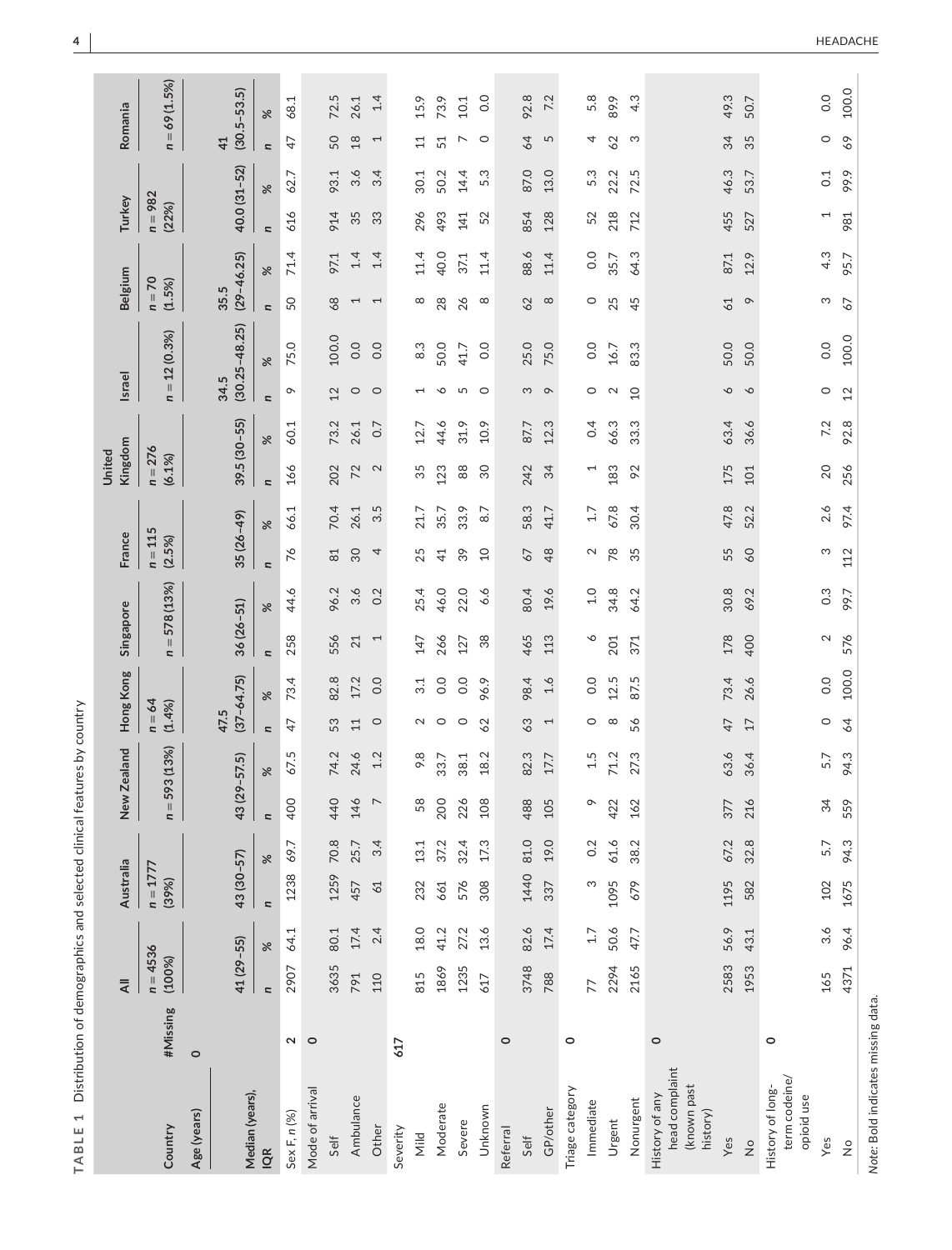TABLE 1 Distribution of demographics and selected clinical features by country

| Country | #Missing | All | | Australia | | New Zealand | | Hong Kong | | Singapore | | France | | United Kingdom | | Israel | | Belgium | | Turkey | | Romania | |
|---|---|---|---|---|---|---|---|---|---|---|---|---|---|---|---|---|---|---|---|---|---|---|---|
| | | n = 4536 (100%) | | n = 1777 (39%) | | n = 593 (13%) | | n = 64 (1.4%) | | n = 578 (13%) | | n = 115 (2.5%) | | n = 276 (6.1%) | | n = 12 (0.3%) | | n = 70 (1.5%) | | n = 982 (22%) | | n = 69 (1.5%) | |
| Age (years) | **0** | | | | | | | | | | | | | | | | | | | | | | |
| Median (years), IQR | | 41 (29–55) | | 43 (30–57) | | 43 (29–57.5) | | 47.5 (37–64.75) | | 36 (26–51) | | 35 (26–49) | | 39.5 (30–55) | | 34.5 (30.25–48.25) | | 35.5 (29–46.25) | | 40.0 (31–52) | | 41 (30.5–53.5) | |
| | | n | % | n | % | n | % | n | % | n | % | n | % | n | % | n | % | n | % | n | % | n | % |
| Sex F, n (%) | **2** | 2907 | 64.1 | 1238 | 69.7 | 400 | 67.5 | 47 | 73.4 | 258 | 44.6 | 76 | 66.1 | 166 | 60.1 | 9 | 75.0 | 50 | 71.4 | 616 | 62.7 | 47 | 68.1 |
| Mode of arrival | **0** | | | | | | | | | | | | | | | | | | | | | | |
| Self | | 3635 | 80.1 | 1259 | 70.8 | 440 | 74.2 | 53 | 82.8 | 556 | 96.2 | 81 | 70.4 | 202 | 73.2 | 12 | 100.0 | 68 | 97.1 | 914 | 93.1 | 50 | 72.5 |
| Ambulance | | 791 | 17.4 | 457 | 25.7 | 146 | 24.6 | 11 | 17.2 | 21 | 3.6 | 30 | 26.1 | 72 | 26.1 | 0 | 0.0 | 1 | 1.4 | 35 | 3.6 | 18 | 26.1 |
| Other | | 110 | 2.4 | 61 | 3.4 | 7 | 1.2 | 0 | 0.0 | 1 | 0.2 | 4 | 3.5 | 2 | 0.7 | 0 | 0.0 | 1 | 1.4 | 33 | 3.4 | 1 | 1.4 |
| Severity | **617** | | | | | | | | | | | | | | | | | | | | | | |
| Mild | | 815 | 18.0 | 232 | 13.1 | 58 | 9.8 | 2 | 3.1 | 147 | 25.4 | 25 | 21.7 | 35 | 12.7 | 1 | 8.3 | 8 | 11.4 | 296 | 30.1 | 11 | 15.9 |
| Moderate | | 1869 | 41.2 | 661 | 37.2 | 200 | 33.7 | 0 | 0.0 | 266 | 46.0 | 41 | 35.7 | 123 | 44.6 | 6 | 50.0 | 28 | 40.0 | 493 | 50.2 | 51 | 73.9 |
| Severe | | 1235 | 27.2 | 576 | 32.4 | 226 | 38.1 | 0 | 0.0 | 127 | 22.0 | 39 | 33.9 | 88 | 31.9 | 5 | 41.7 | 26 | 37.1 | 141 | 14.4 | 7 | 10.1 |
| Unknown | | 617 | 13.6 | 308 | 17.3 | 108 | 18.2 | 62 | 96.9 | 38 | 6.6 | 10 | 8.7 | 30 | 10.9 | 0 | 0.0 | 8 | 11.4 | 52 | 5.3 | 0 | 0.0 |
| Referral | **0** | | | | | | | | | | | | | | | | | | | | | | |
| Self | | 3748 | 82.6 | 1440 | 81.0 | 488 | 82.3 | 63 | 98.4 | 465 | 80.4 | 67 | 58.3 | 242 | 87.7 | 3 | 25.0 | 62 | 88.6 | 854 | 87.0 | 64 | 92.8 |
| GP/other | | 788 | 17.4 | 337 | 19.0 | 105 | 17.7 | 1 | 1.6 | 113 | 19.6 | 48 | 41.7 | 34 | 12.3 | 9 | 75.0 | 8 | 11.4 | 128 | 13.0 | 5 | 7.2 |
| Triage category | **0** | | | | | | | | | | | | | | | | | | | | | | |
| Immediate | | 77 | 1.7 | 3 | 0.2 | 9 | 1.5 | 0 | 0.0 | 6 | 1.0 | 2 | 1.7 | 1 | 0.4 | 0 | 0.0 | 0 | 0.0 | 52 | 5.3 | 4 | 5.8 |
| Urgent | | 2294 | 50.6 | 1095 | 61.6 | 422 | 71.2 | 8 | 12.5 | 201 | 34.8 | 78 | 67.8 | 183 | 66.3 | 2 | 16.7 | 25 | 35.7 | 218 | 22.2 | 62 | 89.9 |
| Nonurgent | | 2165 | 47.7 | 679 | 38.2 | 162 | 27.3 | 56 | 87.5 | 371 | 64.2 | 35 | 30.4 | 92 | 33.3 | 10 | 83.3 | 45 | 64.3 | 712 | 72.5 | 3 | 4.3 |
| History of any head complaint (known past history) | **0** | | | | | | | | | | | | | | | | | | | | | | |
| Yes | | 2583 | 56.9 | 1195 | 67.2 | 377 | 63.6 | 47 | 73.4 | 178 | 30.8 | 55 | 47.8 | 175 | 63.4 | 6 | 50.0 | 61 | 87.1 | 455 | 46.3 | 34 | 49.3 |
| No | | 1953 | 43.1 | 582 | 32.8 | 216 | 36.4 | 17 | 26.6 | 400 | 69.2 | 60 | 52.2 | 101 | 36.6 | 6 | 50.0 | 9 | 12.9 | 527 | 53.7 | 35 | 50.7 |
| History of long-term codeine/opioid use | **0** | | | | | | | | | | | | | | | | | | | | | | |
| Yes | | 165 | 3.6 | 102 | 5.7 | 34 | 5.7 | 0 | 0.0 | 2 | 0.3 | 3 | 2.6 | 20 | 7.2 | 0 | 0.0 | 3 | 4.3 | 1 | 0.1 | 0 | 0.0 |
| No | | 4371 | 96.4 | 1675 | 94.3 | 559 | 94.3 | 64 | 100.0 | 576 | 99.7 | 112 | 97.4 | 256 | 92.8 | 12 | 100.0 | 67 | 95.7 | 981 | 99.9 | 69 | 100.0 |

*Note*: Bold indicates missing data.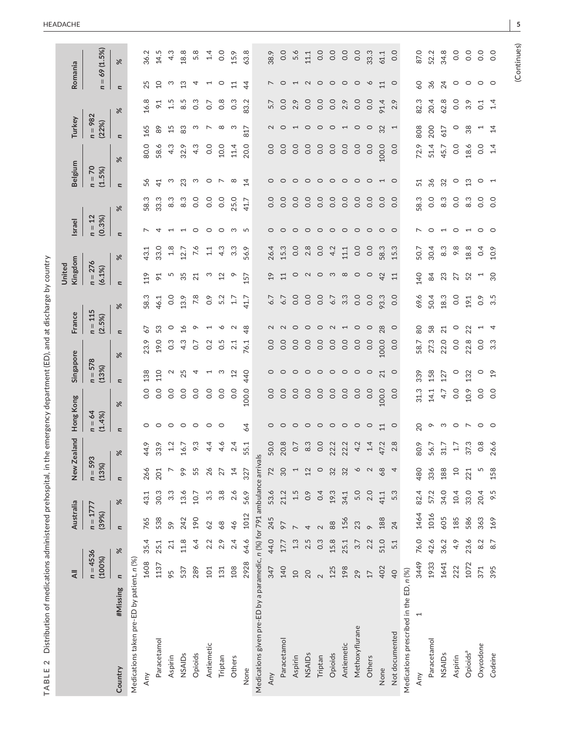**TABLE 2** Distribution of medications administered prehospital, in the emergency department (ED), and at discharge by country

| Country | #Missing | All | | Australia | | New Zealand | | Hong Kong | | Singapore | | France | | United Kingdom | | Israel | | Belgium | | Turkey | | Romania | |
|---|---|---|---|---|---|---|---|---|---|---|---|---|---|---|---|---|---|---|---|---|---|---|---|
| | | n = 4536 (100%) | | n = 1777 (39%) | | n = 593 (13%) | | n = 64 (1.4%) | | n = 578 (13%) | | n = 115 (2.5%) | | n = 276 (6.1%) | | n = 12 (0.3%) | | n = 70 (1.5%) | | n = 982 (22%) | | n = 69 (1.5%) | |
| | | n | % | n | % | n | % | n | % | n | % | n | % | n | % | n | % | n | % | n | % | n | % |
| Medications taken pre-ED by patient, n (%) | | | | | | | | | | | | | | | | | | | | | | | |
| Any | | 1608 | 35.4 | 765 | 43.1 | 266 | 44.9 | 0 | 0.0 | 138 | 23.9 | 67 | 58.3 | 119 | 43.1 | 7 | 58.3 | 56 | 80.0 | 165 | 16.8 | 25 | 36.2 |
| Paracetamol | | 1137 | 25.1 | 538 | 30.3 | 201 | 33.9 | 0 | 0.0 | 110 | 19.0 | 53 | 46.1 | 91 | 33.0 | 4 | 33.3 | 41 | 58.6 | 89 | 9.1 | 10 | 14.5 |
| Aspirin | | 95 | 2.1 | 59 | 3.3 | 7 | 1.2 | 0 | 0.0 | 2 | 0.3 | 0 | 0.0 | 5 | 1.8 | 1 | 8.3 | 3 | 4.3 | 15 | 1.5 | 3 | 4.3 |
| NSAIDs | | 537 | 11.8 | 242 | 13.6 | 99 | 16.7 | 0 | 0.0 | 25 | 4.3 | 16 | 13.9 | 35 | 12.7 | 1 | 8.3 | 23 | 32.9 | 83 | 8.5 | 13 | 18.8 |
| Opioids | | 289 | 6.4 | 190 | 10.7 | 55 | 9.3 | 0 | 0.0 | 4 | 0.7 | 9 | 7.8 | 21 | 7.6 | 0 | 0.0 | 3 | 4.3 | 3 | 0.3 | 4 | 5.8 |
| Antiemetic | | 101 | 2.2 | 62 | 3.5 | 26 | 4.4 | 0 | 0.0 | 1 | 0.2 | 1 | 0.9 | 3 | 1.1 | 0 | 0.0 | 0 | 0.0 | 7 | 0.7 | 1 | 1.4 |
| Triptan | | 131 | 2.9 | 68 | 3.8 | 27 | 4.6 | 0 | | 3 | 0.5 | 6 | 5.2 | 12 | 4.3 | 0 | 0.0 | 7 | 10.0 | 8 | 0.8 | 0 | 0.0 |
| Others | | 108 | 2.4 | 46 | 2.6 | 14 | 2.4 | | | 12 | 2.1 | 2 | 1.7 | 9 | 3.3 | 3 | 25.0 | 8 | 11.4 | 3 | 0.3 | 11 | 15.9 |
| None | | 2928 | 64.6 | 1012 | 56.9 | 327 | 55.1 | 64 | 100.0 | 440 | 76.1 | 48 | 41.7 | 157 | 56.9 | 5 | 41.7 | 14 | 20.0 | 817 | 83.2 | 44 | 63.8 |
| Medications given pre-ED by a paramedic, n (%) for 791 ambulance arrivals | | | | | | | | | | | | | | | | | | | | | | | |
| Any | | 347 | 44.0 | 245 | 53.6 | 72 | 50.0 | 0 | 0.0 | 0 | 0.0 | 2 | 6.7 | 19 | 26.4 | 0 | 0.0 | 0 | 0.0 | 2 | 5.7 | 7 | 38.9 |
| Paracetamol | | 140 | 17.7 | 97 | 21.2 | 30 | 20.8 | 0 | 0.0 | 0 | 0.0 | 2 | 6.7 | 11 | 15.3 | 0 | 0.0 | 0 | 0.0 | 0 | 0.0 | 0 | 0.0 |
| Aspirin | | 10 | 1.3 | 7 | 1.5 | 1 | 0.7 | 0 | 0.0 | 0 | 0.0 | 0 | 0.0 | 0 | 0.0 | 0 | 0.0 | 0 | 0.0 | 1 | 2.9 | 1 | 5.6 |
| NSAIDs | | 20 | 2.5 | 4 | 0.9 | 12 | 8.3 | 0 | 0.0 | 0 | 0.0 | 0 | 0.0 | 2 | 2.8 | 0 | 0.0 | 0 | 0.0 | 0 | 0.0 | 2 | 11.1 |
| Triptan | | 2 | 0.3 | 2 | 0.4 | 0 | 0.0 | 0 | 0.0 | 0 | 0.0 | 0 | 0.0 | 0 | 0.0 | 0 | 0.0 | 0 | 0.0 | 0 | 0.0 | 0 | 0.0 |
| Opioids | | 125 | 15.8 | 88 | 19.3 | 32 | 22.2 | 0 | 0.0 | 0 | 0.0 | 2 | 6.7 | 3 | 4.2 | 0 | 0.0 | 0 | 0.0 | 0 | 0.0 | 0 | 0.0 |
| Antiemetic | | 198 | 25.1 | 156 | 34.1 | 32 | 22.2 | 0 | 0.0 | 0 | 0.0 | 1 | 3.3 | 8 | 11.1 | 0 | 0.0 | 0 | 0.0 | 1 | 2.9 | 0 | 0.0 |
| Methoxyflurane | | 29 | 3.7 | 23 | 5.0 | 6 | 4.2 | 0 | 0.0 | 0 | 0.0 | 0 | 0.0 | 0 | 0.0 | 0 | 0.0 | 0 | 0.0 | 0 | 0.0 | 0 | 0.0 |
| Others | | 17 | 2.2 | 9 | 2.0 | 2 | 1.4 | 0 | 0.0 | 0 | 0.0 | 0 | 0.0 | 0 | 0.0 | 0 | 0.0 | 0 | 0.0 | 0 | 0.0 | 6 | 33.3 |
| None | | 402 | 51.0 | 188 | 41.1 | 68 | 47.2 | 11 | 100.0 | 21 | 100.0 | 28 | 93.3 | 42 | 58.3 | 0 | 0.0 | 1 | 100.0 | 32 | 91.4 | 11 | 61.1 |
| Not documented | | 40 | 5.1 | 24 | 5.3 | 4 | 2.8 | 0 | 0.0 | 0 | 0.0 | 0 | 0.0 | 11 | 15.3 | 0 | 0.0 | 0 | 0.0 | 1 | 2.9 | 0 | 0.0 |
| Medications prescribed in the ED, n (%) | | | | | | | | | | | | | | | | | | | | | | | |
| Any | 1 | 3449 | 76.0 | 1464 | 82.4 | 480 | 80.9 | 20 | 31.3 | 339 | 58.7 | 80 | 69.6 | 140 | 50.7 | 7 | 58.3 | 51 | 72.9 | 808 | 82.3 | 60 | 87.0 |
| Paracetamol | | 1933 | 42.6 | 1016 | 57.2 | 336 | 56.7 | 9 | 14.1 | 158 | 27.3 | 58 | 50.4 | 84 | 30.4 | 0 | 0.0 | 36 | 51.4 | 200 | 20.4 | 36 | 52.2 |
| NSAIDs | | 1641 | 36.2 | 605 | 34.0 | 188 | 31.7 | 3 | 4.7 | 127 | 22.0 | 21 | 18.3 | 23 | 8.3 | 1 | 8.3 | 32 | 45.7 | 617 | 62.8 | 24 | 34.8 |
| Aspirin | | 222 | 4.9 | 185 | 10.4 | 10 | 1.7 | 0 | 0.0 | 0 | 0.0 | 0 | 0.0 | 27 | 9.8 | 0 | 0.0 | 0 | 0.0 | 0 | 0.0 | 0 | 0.0 |
| Opioids[a] | | 1072 | 23.6 | 586 | 33.0 | 221 | 37.3 | 7 | 10.9 | 132 | 22.8 | 22 | 19.1 | 52 | 18.8 | 1 | 8.3 | 13 | 18.6 | 38 | 3.9 | 0 | 0.0 |
| *Oxycodone* | | 371 | 8.2 | 363 | 20.4 | 5 | 0.8 | 0 | 0.0 | 0 | 0.0 | 1 | 0.9 | 1 | 0.4 | 0 | 0.0 | 0 | 0.0 | 1 | 0.1 | 0 | 0.0 |
| *Codeine* | | 395 | 8.7 | 169 | 9.5 | 158 | 26.6 | 0 | 0.0 | 19 | 3.3 | 4 | 3.5 | 30 | 10.9 | 0 | 0.0 | 1 | 1.4 | 14 | 1.4 | 0 | 0.0 |

(Continues)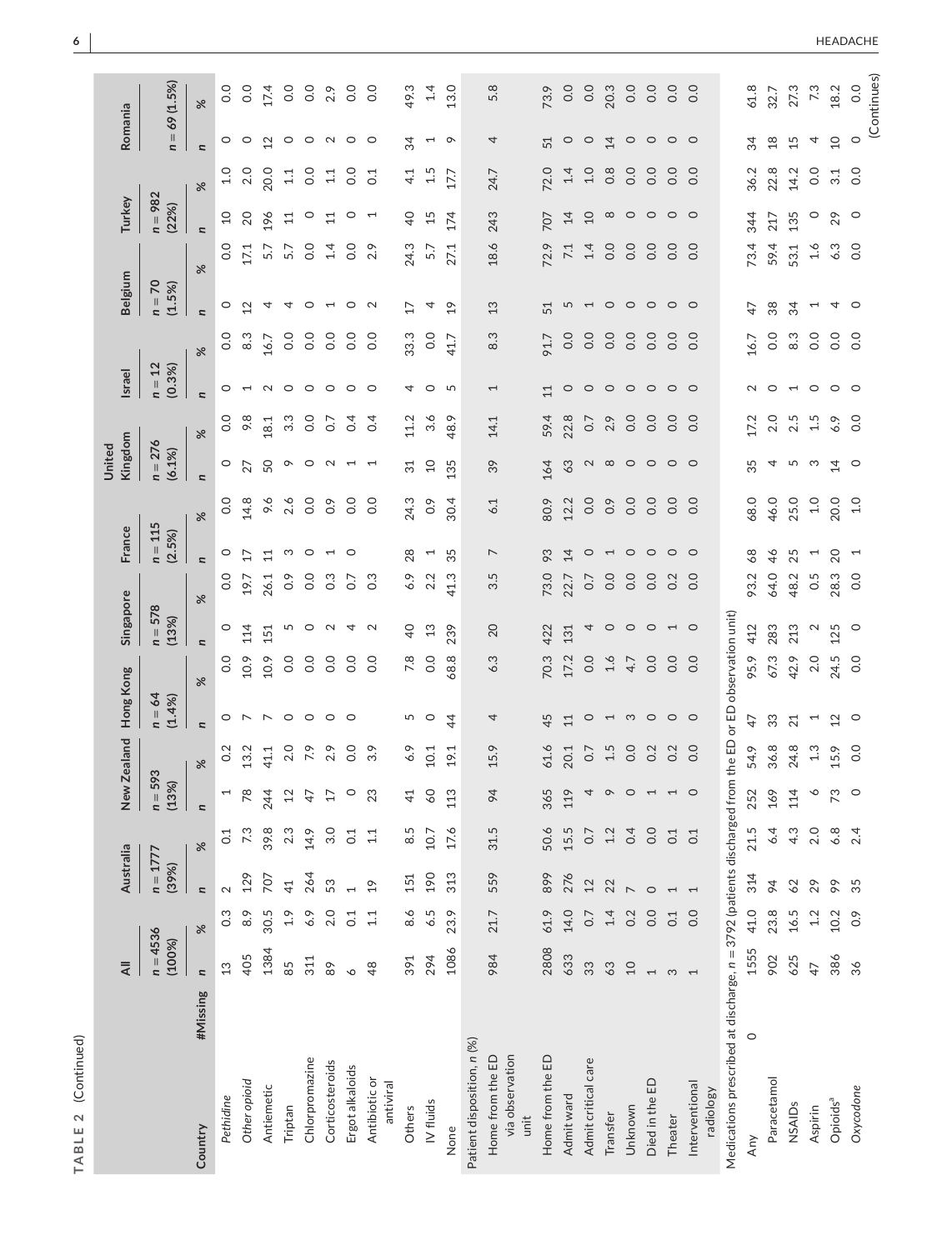**TABLE 2** (Continued)

| Country | #Missing | All | | Australia | | New Zealand | | Hong Kong | | Singapore | | France | | United Kingdom | | Israel | | Belgium | | Turkey | | Romania | |
|---|---|---|---|---|---|---|---|---|---|---|---|---|---|---|---|---|---|---|---|---|---|---|---|
| | | n = 4536 (100%) | | n = 1777 (39%) | | n = 593 (13%) | | n = 64 (1.4%) | | n = 578 (13%) | | n = 115 (2.5%) | | n = 276 (6.1%) | | n = 12 (0.3%) | | n = 70 (1.5%) | | n = 982 (22%) | | n = 69 (1.5%) | |
| | | n | % | n | % | n | % | n | % | n | % | n | % | n | % | n | % | n | % | n | % | n | % |
| *Pethidine* | | 13 | 0.3 | 2 | 0.1 | 1 | 0.2 | 0 | 0.0 | 0 | 0.0 | 0 | 0.0 | 0 | 0.0 | 0 | 0.0 | 0 | 0.0 | 10 | 1.0 | 0 | 0.0 |
| *Other opioid* | | 405 | 8.9 | 129 | 7.3 | 78 | 13.2 | 7 | 10.9 | 114 | 19.7 | 17 | 14.8 | 27 | 9.8 | 1 | 8.3 | 12 | 17.1 | 20 | 2.0 | 0 | 0.0 |
| Antiemetic | | 1384 | 30.5 | 707 | 39.8 | 244 | 41.1 | 7 | 10.9 | 151 | 26.1 | 11 | 9.6 | 50 | 18.1 | 2 | 16.7 | 4 | 5.7 | 196 | 20.0 | 12 | 17.4 |
| Triptan | | 85 | 1.9 | 41 | 2.3 | 12 | 2.0 | 0 | 0.0 | 5 | 0.9 | 3 | 2.6 | 9 | 3.3 | 0 | 0.0 | 4 | 5.7 | 11 | 1.1 | 0 | 0.0 |
| Chlorpromazine | | 311 | 6.9 | 264 | 14.9 | 47 | 7.9 | 0 | 0.0 | 0 | 0.0 | 0 | 0.0 | 0 | 0.0 | 0 | 0.0 | 0 | 0.0 | 0 | 0.0 | 0 | 0.0 |
| Corticosteroids | | 89 | 2.0 | 53 | 3.0 | 17 | 2.9 | 0 | 0.0 | 2 | 0.3 | 1 | 0.9 | 2 | 0.7 | 0 | 0.0 | 1 | 1.4 | 11 | 1.1 | 2 | 2.9 |
| Ergot alkaloids | | 6 | 0.1 | 1 | 0.1 | 0 | 0.0 | 0 | 0.0 | 4 | 0.7 | 0 | 0.0 | 1 | 0.4 | 0 | 0.0 | 0 | 0.0 | 0 | 0.0 | 0 | 0.0 |
| Antibiotic or antiviral | | 48 | 1.1 | 19 | 1.1 | 23 | 3.9 | | 0.0 | 2 | 0.3 | | 0.0 | 1 | 0.4 | 0 | 0.0 | 2 | 2.9 | 1 | 0.1 | 0 | 0.0 |
| Others | | 391 | 8.6 | 151 | 8.5 | 41 | 6.9 | 5 | 7.8 | 40 | 6.9 | 28 | 24.3 | 31 | 11.2 | 4 | 33.3 | 17 | 24.3 | 40 | 4.1 | 34 | 49.3 |
| IV fluids | | 294 | 6.5 | 190 | 10.7 | 60 | 10.1 | 0 | 0.0 | 13 | 2.2 | 1 | 0.9 | 10 | 3.6 | 0 | 0.0 | 4 | 5.7 | 15 | 1.5 | 1 | 1.4 |
| None | | 1086 | 23.9 | 313 | 17.6 | 113 | 19.1 | 44 | 68.8 | 239 | 41.3 | 35 | 30.4 | 135 | 48.9 | 5 | 41.7 | 19 | 27.1 | 174 | 17.7 | 9 | 13.0 |
| Patient disposition, n (%) | | | | | | | | | | | | | | | | | | | | | | | |
| Home from the ED via observation unit | | 984 | 21.7 | 559 | 31.5 | 94 | 15.9 | 4 | 6.3 | 20 | 3.5 | 7 | 6.1 | 39 | 14.1 | 1 | 8.3 | 13 | 18.6 | 243 | 24.7 | 4 | 5.8 |
| Home from the ED | | 2808 | 61.9 | 899 | 50.6 | 365 | 61.6 | 45 | 70.3 | 422 | 73.0 | 93 | 80.9 | 164 | 59.4 | 11 | 91.7 | 51 | 72.9 | 707 | 72.0 | 51 | 73.9 |
| Admit ward | | 633 | 14.0 | 276 | 15.5 | 119 | 20.1 | 11 | 17.2 | 131 | 22.7 | 14 | 12.2 | 63 | 22.8 | 0 | 0.0 | 5 | 7.1 | 14 | 1.4 | 0 | 0.0 |
| Admit critical care | | 33 | 0.7 | 12 | 0.7 | 4 | 0.7 | 0 | 0.0 | 4 | 0.7 | 0 | 0.0 | 2 | 0.7 | 0 | 0.0 | 1 | 1.4 | 10 | 1.0 | 0 | 0.0 |
| Transfer | | 63 | 1.4 | 22 | 1.2 | 9 | 1.5 | 1 | 1.6 | 0 | 0.0 | 1 | 0.9 | 8 | 2.9 | 0 | 0.0 | 0 | 0.0 | 8 | 0.8 | 14 | 20.3 |
| Unknown | | 10 | 0.2 | 7 | 0.4 | 0 | 0.0 | 3 | 4.7 | 0 | 0.0 | 0 | 0.0 | 0 | 0.0 | 0 | 0.0 | 0 | 0.0 | 0 | 0.0 | 0 | 0.0 |
| Died in the ED | | 1 | 0.0 | 0 | 0.0 | 1 | 0.2 | 0 | 0.0 | 0 | 0.0 | 0 | 0.0 | 0 | 0.0 | 0 | 0.0 | 0 | 0.0 | 0 | 0.0 | 0 | 0.0 |
| Theater | | 3 | 0.1 | 1 | 0.1 | 1 | 0.2 | 0 | 0.0 | 1 | 0.2 | 0 | 0.0 | 0 | 0.0 | 0 | 0.0 | 0 | 0.0 | 0 | 0.0 | 0 | 0.0 |
| Interventional radiology | | 1 | 0.0 | 1 | 0.1 | 0 | 0.0 | 0 | 0.0 | 0 | 0.0 | 0 | 0.0 | 0 | 0.0 | 0 | 0.0 | 0 | 0.0 | 0 | 0.0 | 0 | 0.0 |
| Medications prescribed at discharge, n = 3792 (patients discharged from the ED or ED observation unit) | | | | | | | | | | | | | | | | | | | | | | | |
| Any | 0 | 1555 | 41.0 | 314 | 21.5 | 252 | 54.9 | 47 | 95.9 | 412 | 93.2 | 68 | 68.0 | 35 | 17.2 | 2 | 16.7 | 47 | 73.4 | 344 | 36.2 | 34 | 61.8 |
| Paracetamol | | 902 | 23.8 | 94 | 6.4 | 169 | 36.8 | 33 | 67.3 | 283 | 64.0 | 46 | 46.0 | 4 | 2.0 | 0 | 0.0 | 38 | 59.4 | 217 | 22.8 | 18 | 32.7 |
| NSAIDs | | 625 | 16.5 | 62 | 4.3 | 114 | 24.8 | 21 | 42.9 | 213 | 48.2 | 25 | 25.0 | 5 | 2.5 | 1 | 8.3 | 34 | 53.1 | 135 | 14.2 | 15 | 27.3 |
| Aspirin | | 47 | 1.2 | 29 | 2.0 | 6 | 1.3 | 1 | 2.0 | 2 | 0.5 | 1 | 1.0 | 3 | 1.5 | 0 | 0.0 | 1 | 1.6 | 0 | 0.0 | 4 | 7.3 |
| Opioids[a] | | 386 | 10.2 | 99 | 6.8 | 73 | 15.9 | 12 | 24.5 | 125 | 28.3 | 20 | 20.0 | 14 | 6.9 | 0 | 0.0 | 4 | 6.3 | 29 | 3.1 | 10 | 18.2 |
| *Oxycodone* | | 36 | 0.9 | 35 | 2.4 | 0 | 0.0 | 0 | 0.0 | 0 | 0.0 | 1 | 1.0 | 0 | 0.0 | 0 | 0.0 | 0 | 0.0 | 0 | 0.0 | 0 | 0.0 |

(Continues)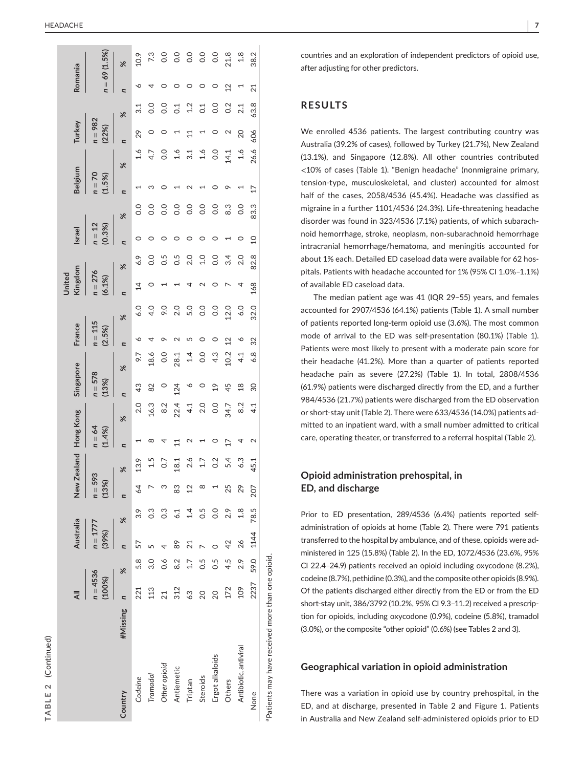**TABLE 2** (Continued)

| Country | #Missing | All | | Australia | | New Zealand | | Hong Kong | | Singapore | | France | | United Kingdom | | Israel | | Belgium | | Turkey | | Romania | |
|---|---|---|---|---|---|---|---|---|---|---|---|---|---|---|---|---|---|---|---|---|---|---|---|
| | | n = 4536 (100%) | | n = 1777 (39%) | | n = 593 (13%) | | n = 64 (1.4%) | | n = 578 (13%) | | n = 115 (2.5%) | | n = 276 (6.1%) | | n = 12 (0.3%) | | n = 70 (1.5%) | | n = 982 (22%) | | n = 69 (1.5%) | |
| | | n | % | n | % | n | % | n | % | n | % | n | % | n | % | n | % | n | % | n | % | n | % |
| *Codeine* | | 221 | 5.8 | 57 | 3.9 | 64 | 13.9 | 1 | 2.0 | 43 | 9.7 | 6 | 6.0 | 14 | 6.9 | 0 | 0.0 | 1 | 1.6 | 29 | 3.1 | 6 | 10.9 |
| *Tramadol* | | 113 | 3.0 | 5 | 0.3 | 7 | 1.5 | 8 | 16.3 | 82 | 18.6 | 4 | 4.0 | 0 | 0.0 | 0 | 0.0 | 3 | 4.7 | 0 | 0.0 | 4 | 7.3 |
| *Other opioid* | | 21 | 0.6 | 4 | 0.3 | 3 | 0.7 | 4 | 8.2 | 0 | 0.0 | 9 | 9.0 | 1 | 0.5 | 0 | 0.0 | 0 | 0.0 | 0 | 0.0 | 0 | 0.0 |
| Antiemetic | | 312 | 8.2 | 89 | 6.1 | 83 | 18.1 | 11 | 22.4 | 124 | 28.1 | 2 | 2.0 | 1 | 0.5 | 0 | 0.0 | 1 | 1.6 | 1 | 0.1 | 0 | 0.0 |
| Triptan | | 63 | 1.7 | 21 | 1.4 | 12 | 2.6 | 2 | 4.1 | 6 | 1.4 | 5 | 5.0 | 4 | 2.0 | 0 | 0.0 | 2 | 3.1 | 11 | 1.2 | 0 | 0.0 |
| Steroids | | 20 | 0.5 | 7 | 0.5 | 8 | 1.7 | 1 | 2.0 | 0 | 0.0 | 0 | 0.0 | 2 | 1.0 | 0 | 0.0 | 1 | 1.6 | 1 | 0.1 | 0 | 0.0 |
| Ergot alkaloids | | 20 | 0.5 | 0 | 0.0 | 1 | 0.2 | 0 | 0.0 | 19 | 4.3 | 0 | 0.0 | 0 | 0.0 | 0 | 0.0 | 0 | 0.0 | 0 | 0.0 | 0 | 0.0 |
| Others | | 172 | 4.5 | 42 | 2.9 | 25 | 5.4 | 17 | 34.7 | 45 | 10.2 | 12 | 12.0 | 7 | 3.4 | 1 | 8.3 | 9 | 14.1 | 2 | 0.2 | 12 | 21.8 |
| Antibiotic, antiviral | | 109 | 2.9 | 26 | 1.8 | 29 | 6.3 | 4 | 8.2 | 18 | 4.1 | 6 | 6.0 | 4 | 2.0 | 0 | 0.0 | 1 | 1.6 | 20 | 2.1 | 1 | 1.8 |
| None | | 2237 | 59.0 | 1144 | 78.5 | 207 | 45.1 | 2 | 4.1 | 30 | 6.8 | 32 | 32.0 | 168 | 82.8 | 10 | 83.3 | 17 | 26.6 | 606 | 63.8 | 21 | 38.2 |

[a]Patients may have received more than one opioid.

countries and an exploration of independent predictors of opioid use, after adjusting for other predictors.

## RESULTS

We enrolled 4536 patients. The largest contributing country was Australia (39.2% of cases), followed by Turkey (21.7%), New Zealand (13.1%), and Singapore (12.8%). All other countries contributed <10% of cases (Table 1). "Benign headache" (nonmigraine primary, tension-type, musculoskeletal, and cluster) accounted for almost half of the cases, 2058/4536 (45.4%). Headache was classified as migraine in a further 1101/4536 (24.3%). Life-threatening headache disorder was found in 323/4536 (7.1%) patients, of which subarachnoid hemorrhage, stroke, neoplasm, non-subarachnoid hemorrhage intracranial hemorrhage/hematoma, and meningitis accounted for about 1% each. Detailed ED caseload data were available for 62 hospitals. Patients with headache accounted for 1% (95% CI 1.0%–1.1%) of available ED caseload data.

The median patient age was 41 (IQR 29–55) years, and females accounted for 2907/4536 (64.1%) patients (Table 1). A small number of patients reported long-term opioid use (3.6%). The most common mode of arrival to the ED was self-presentation (80.1%) (Table 1). Patients were most likely to present with a moderate pain score for their headache (41.2%). More than a quarter of patients reported headache pain as severe (27.2%) (Table 1). In total, 2808/4536 (61.9%) patients were discharged directly from the ED, and a further 984/4536 (21.7%) patients were discharged from the ED observation or short-stay unit (Table 2). There were 633/4536 (14.0%) patients admitted to an inpatient ward, with a small number admitted to critical care, operating theater, or transferred to a referral hospital (Table 2).

### Opioid administration prehospital, in ED, and discharge

Prior to ED presentation, 289/4536 (6.4%) patients reported self-administration of opioids at home (Table 2). There were 791 patients transferred to the hospital by ambulance, and of these, opioids were administered in 125 (15.8%) (Table 2). In the ED, 1072/4536 (23.6%, 95% CI 22.4–24.9) patients received an opioid including oxycodone (8.2%), codeine (8.7%), pethidine (0.3%), and the composite other opioids (8.9%). Of the patients discharged either directly from the ED or from the ED short-stay unit, 386/3792 (10.2%, 95% CI 9.3–11.2) received a prescription for opioids, including oxycodone (0.9%), codeine (5.8%), tramadol (3.0%), or the composite "other opioid" (0.6%) (see Tables 2 and 3).

### Geographical variation in opioid administration

There was a variation in opioid use by country prehospital, in the ED, and at discharge, presented in Table 2 and Figure 1. Patients in Australia and New Zealand self-administered opioids prior to ED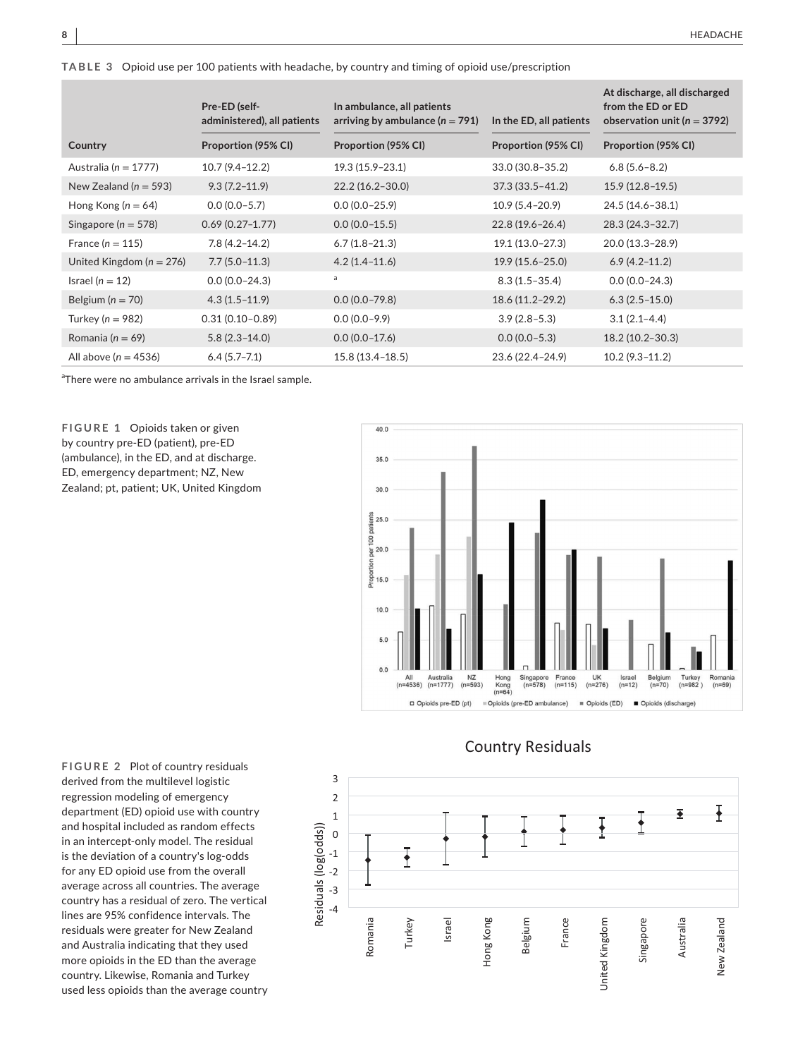**TABLE 3** Opioid use per 100 patients with headache, by country and timing of opioid use/prescription

| Country | Pre-ED (self-administered), all patients | In ambulance, all patients arriving by ambulance ($n = 791$) | In the ED, all patients | At discharge, all discharged from the ED or ED observation unit ($n = 3792$) |
|---|---|---|---|---|
| | Proportion (95% CI) | Proportion (95% CI) | Proportion (95% CI) | Proportion (95% CI) |
| Australia ($n = 1777$) | 10.7 (9.4–12.2) | 19.3 (15.9–23.1) | 33.0 (30.8–35.2) | 6.8 (5.6–8.2) |
| New Zealand ($n = 593$) | 9.3 (7.2–11.9) | 22.2 (16.2–30.0) | 37.3 (33.5–41.2) | 15.9 (12.8–19.5) |
| Hong Kong ($n = 64$) | 0.0 (0.0–5.7) | 0.0 (0.0–25.9) | 10.9 (5.4–20.9) | 24.5 (14.6–38.1) |
| Singapore ($n = 578$) | 0.69 (0.27–1.77) | 0.0 (0.0–15.5) | 22.8 (19.6–26.4) | 28.3 (24.3–32.7) |
| France ($n = 115$) | 7.8 (4.2–14.2) | 6.7 (1.8–21.3) | 19.1 (13.0–27.3) | 20.0 (13.3–28.9) |
| United Kingdom ($n = 276$) | 7.7 (5.0–11.3) | 4.2 (1.4–11.6) | 19.9 (15.6–25.0) | 6.9 (4.2–11.2) |
| Israel ($n = 12$) | 0.0 (0.0–24.3) | [a] | 8.3 (1.5–35.4) | 0.0 (0.0–24.3) |
| Belgium ($n = 70$) | 4.3 (1.5–11.9) | 0.0 (0.0–79.8) | 18.6 (11.2–29.2) | 6.3 (2.5–15.0) |
| Turkey ($n = 982$) | 0.31 (0.10–0.89) | 0.0 (0.0–9.9) | 3.9 (2.8–5.3) | 3.1 (2.1–4.4) |
| Romania ($n = 69$) | 5.8 (2.3–14.0) | 0.0 (0.0–17.6) | 0.0 (0.0–5.3) | 18.2 (10.2–30.3) |
| All above ($n = 4536$) | 6.4 (5.7–7.1) | 15.8 (13.4–18.5) | 23.6 (22.4–24.9) | 10.2 (9.3–11.2) |

[a]There were no ambulance arrivals in the Israel sample.

**FIGURE 1** Opioids taken or given by country pre-ED (patient), pre-ED (ambulance), in the ED, and at discharge. ED, emergency department; NZ, New Zealand; pt, patient; UK, United Kingdom

**FIGURE 2** Plot of country residuals derived from the multilevel logistic regression modeling of emergency department (ED) opioid use with country and hospital included as random effects in an intercept-only model. The residual is the deviation of a country's log-odds for any ED opioid use from the overall average across all countries. The average country has a residual of zero. The vertical lines are 95% confidence intervals. The residuals were greater for New Zealand and Australia indicating that they used more opioids in the ED than the average country. Likewise, Romania and Turkey used less opioids than the average country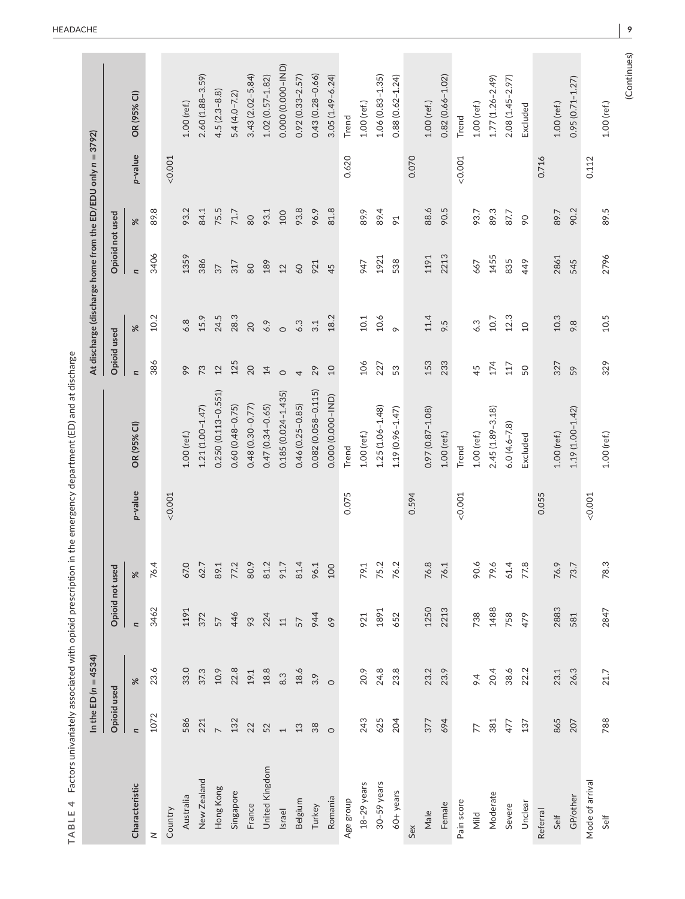**TABLE 4** Factors univariately associated with opioid prescription in the emergency department (ED) and at discharge

| Characteristic | In the ED (n = 4534) | | | | | | At discharge (discharge home from the ED/EDU only n = 3792) | | | | | |
|---|---|---|---|---|---|---|---|---|---|---|---|---|
| | Opioid used | | Opioid not used | | | | Opioid used | | Opioid not used | | | |
| | n | % | n | % | p-value | OR (95% CI) | n | % | n | % | p-value | OR (95% CI) |
| N | 1072 | 23.6 | 3462 | 76.4 | | | 386 | 10.2 | 3406 | 89.8 | | |
| Country | | | | | <0.001 | | | | | | <0.001 | |
| Australia | 586 | 33.0 | 1191 | 67.0 | | 1.00 (ref.) | 99 | 6.8 | 1359 | 93.2 | | 1.00 (ref.) |
| New Zealand | 221 | 37.3 | 372 | 62.7 | | 1.21 (1.00–1.47) | 73 | 15.9 | 386 | 84.1 | | 2.60 (1.88–3.59) |
| Hong Kong | 7 | 10.9 | 57 | 89.1 | | 0.250 (0.113–0.551) | 12 | 24.5 | 37 | 75.5 | | 4.5 (2.3–8.8) |
| Singapore | 132 | 22.8 | 446 | 77.2 | | 0.60 (0.48–0.75) | 125 | 28.3 | 317 | 71.7 | | 5.4 (4.0–7.2) |
| France | 22 | 19.1 | 93 | 80.9 | | 0.48 (0.30–0.77) | 20 | 20 | 80 | 80 | | 3.43 (2.02–5.84) |
| United Kingdom | 52 | 18.8 | 224 | 81.2 | | 0.47 (0.34–0.65) | 14 | 6.9 | 189 | 93.1 | | 1.02 (0.57–1.82) |
| Israel | 1 | 8.3 | 11 | 91.7 | | 0.185 (0.024–1.435) | 0 | 0 | 12 | 100 | | 0.000 (0.000–IND) |
| Belgium | 13 | 18.6 | 57 | 81.4 | | 0.46 (0.25–0.85) | 4 | 6.3 | 60 | 93.8 | | 0.92 (0.33–2.57) |
| Turkey | 38 | 3.9 | 944 | 96.1 | | 0.082 (0.058–0.115) | 29 | 3.1 | 921 | 96.9 | | 0.43 (0.28–0.66) |
| Romania | 0 | 0 | 69 | 100 | | 0.000 (0.000–IND) | 10 | 18.2 | 45 | 81.8 | | 3.05 (1.49–6.24) |
| Age group | | | | | 0.075 | Trend | | | | | 0.620 | Trend |
| 18–29 years | 243 | 20.9 | 921 | 79.1 | | 1.00 (ref.) | 106 | 10.1 | 947 | 89.9 | | 1.00 (ref.) |
| 30–59 years | 625 | 24.8 | 1891 | 75.2 | | 1.25 (1.06–1.48) | 227 | 10.6 | 1921 | 89.4 | | 1.06 (0.83–1.35) |
| 60+ years | 204 | 23.8 | 652 | 76.2 | | 1.19 (0.96–1.47) | 53 | 9 | 538 | 91 | | 0.88 (0.62–1.24) |
| Sex | | | | | 0.594 | | | | | | 0.070 | |
| Male | 377 | 23.2 | 1250 | 76.8 | | 0.97 (0.87–1.08) | 153 | 11.4 | 1191 | 88.6 | | 1.00 (ref.) |
| Female | 694 | 23.9 | 2213 | 76.1 | | 1.00 (ref.) | 233 | 9.5 | 2213 | 90.5 | | 0.82 (0.66–1.02) |
| Pain score | | | | | <0.001 | Trend | | | | | <0.001 | Trend |
| Mild | 77 | 9.4 | 738 | 90.6 | | 1.00 (ref.) | 45 | 6.3 | 667 | 93.7 | | 1.00 (ref.) |
| Moderate | 381 | 20.4 | 1488 | 79.6 | | 2.45 (1.89–3.18) | 174 | 10.7 | 1455 | 89.3 | | 1.77 (1.26–2.49) |
| Severe | 477 | 38.6 | 758 | 61.4 | | 6.0 (4.6–7.8) | 117 | 12.3 | 835 | 87.7 | | 2.08 (1.45–2.97) |
| Unclear | 137 | 22.2 | 479 | 77.8 | | Excluded | 50 | 10 | 449 | 90 | | Excluded |
| Referral | | | | | 0.055 | | | | | | 0.716 | |
| Self | 865 | 23.1 | 2883 | 76.9 | | 1.00 (ref.) | 327 | 10.3 | 2861 | 89.7 | | 1.00 (ref.) |
| GP/other | 207 | 26.3 | 581 | 73.7 | | 1.19 (1.00–1.42) | 59 | 9.8 | 545 | 90.2 | | 0.95 (0.71–1.27) |
| Mode of arrival | | | | | <0.001 | | | | | | 0.112 | |
| Self | 788 | 21.7 | 2847 | 78.3 | | 1.00 (ref.) | 329 | 10.5 | 2796 | 89.5 | | 1.00 (ref.) |

(Continues)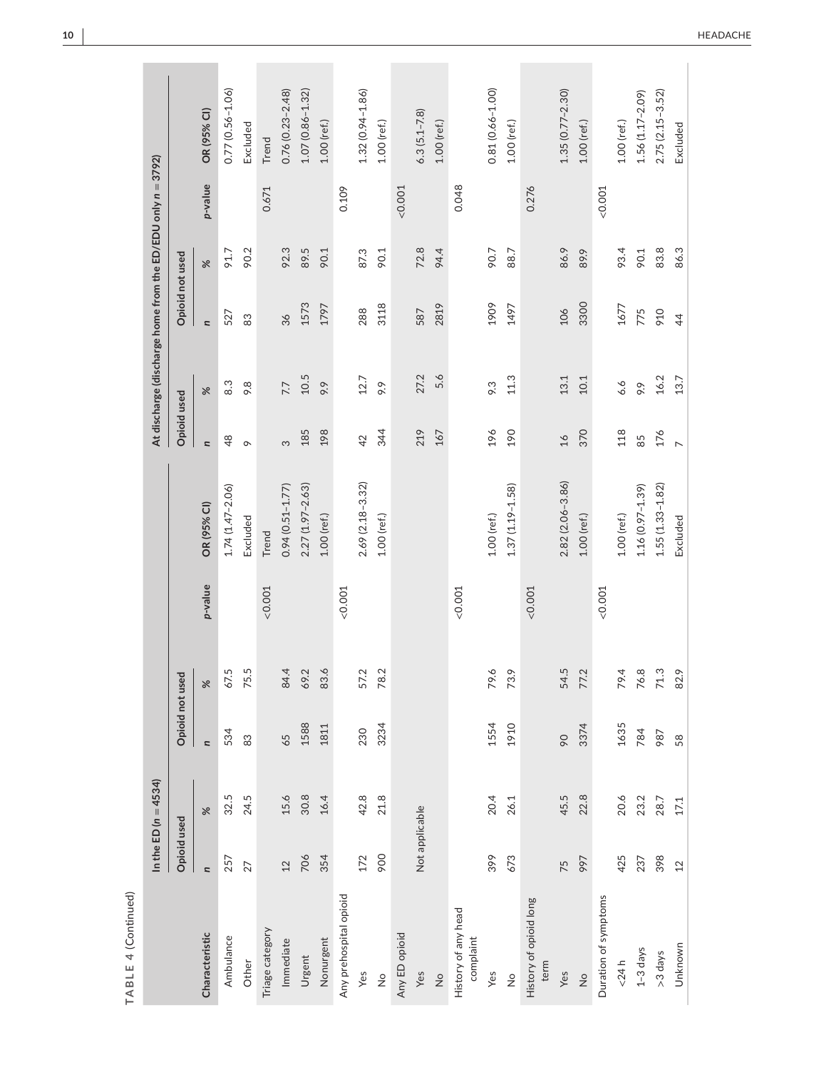TABLE 4 (Continued)

| Characteristic | In the ED (n = 4534) | | | | | | At discharge (discharge home from the ED/EDU only n = 3792) | | | | | |
|---|---|---|---|---|---|---|---|---|---|---|---|---|
| | Opioid used | | Opioid not used | | | | Opioid used | | Opioid not used | | | |
| | n | % | n | % | p-value | OR (95% CI) | n | % | n | % | p-value | OR (95% CI) |
| Ambulance | 257 | 32.5 | 534 | 67.5 | | 1.74 (1.47–2.06) | 48 | 8.3 | 527 | 91.7 | | 0.77 (0.56–1.06) |
| Other | 27 | 24.5 | 83 | 75.5 | | Excluded | 9 | 9.8 | 83 | 90.2 | | Excluded |
| Triage category | | | | | <0.001 | Trend | | | | | 0.671 | Trend |
| Immediate | 12 | 15.6 | 65 | 84.4 | | 0.94 (0.51–1.77) | 3 | 7.7 | 36 | 92.3 | | 0.76 (0.23–2.48) |
| Urgent | 706 | 30.8 | 1588 | 69.2 | | 2.27 (1.97–2.63) | 185 | 10.5 | 1573 | 89.5 | | 1.07 (0.86–1.32) |
| Nonurgent | 354 | 16.4 | 1811 | 83.6 | | 1.00 (ref.) | 198 | 9.9 | 1797 | 90.1 | | 1.00 (ref.) |
| Any prehospital opioid | | | | | <0.001 | | | | | | 0.109 | |
| Yes | 172 | 42.8 | 230 | 57.2 | | 2.69 (2.18–3.32) | 42 | 12.7 | 288 | 87.3 | | 1.32 (0.94–1.86) |
| No | 900 | 21.8 | 3234 | 78.2 | | 1.00 (ref.) | 344 | 9.9 | 3118 | 90.1 | | 1.00 (ref.) |
| Any ED opioid | Not applicable | | | | | | | | | | <0.001 | |
| Yes | | | | | | | 219 | 27.2 | 587 | 72.8 | | 6.3 (5.1–7.8) |
| No | | | | | | | 167 | 5.6 | 2819 | 94.4 | | 1.00 (ref.) |
| History of any head complaint | | | | | <0.001 | | | | | | 0.048 | |
| Yes | 399 | 20.4 | 1554 | 79.6 | | 1.00 (ref.) | 196 | 9.3 | 1909 | 90.7 | | 0.81 (0.66–1.00) |
| No | 673 | 26.1 | 1910 | 73.9 | | 1.37 (1.19–1.58) | 190 | 11.3 | 1497 | 88.7 | | 1.00 (ref.) |
| History of opioid long term | | | | | <0.001 | | | | | | 0.276 | |
| Yes | 75 | 45.5 | 90 | 54.5 | | 2.82 (2.06–3.86) | 16 | 13.1 | 106 | 86.9 | | 1.35 (0.77–2.30) |
| No | 997 | 22.8 | 3374 | 77.2 | | 1.00 (ref.) | 370 | 10.1 | 3300 | 89.9 | | 1.00 (ref.) |
| Duration of symptoms | | | | | <0.001 | | | | | | <0.001 | |
| <24 h | 425 | 20.6 | 1635 | 79.4 | | 1.00 (ref.) | 118 | 6.6 | 1677 | 93.4 | | 1.00 (ref.) |
| 1–3 days | 237 | 23.2 | 784 | 76.8 | | 1.16 (0.97–1.39) | 85 | 9.9 | 775 | 90.1 | | 1.56 (1.17–2.09) |
| >3 days | 398 | 28.7 | 987 | 71.3 | | 1.55 (1.33–1.82) | 176 | 16.2 | 910 | 83.8 | | 2.75 (2.15–3.52) |
| Unknown | 12 | 17.1 | 58 | 82.9 | | Excluded | 7 | 13.7 | 44 | 86.3 | | Excluded |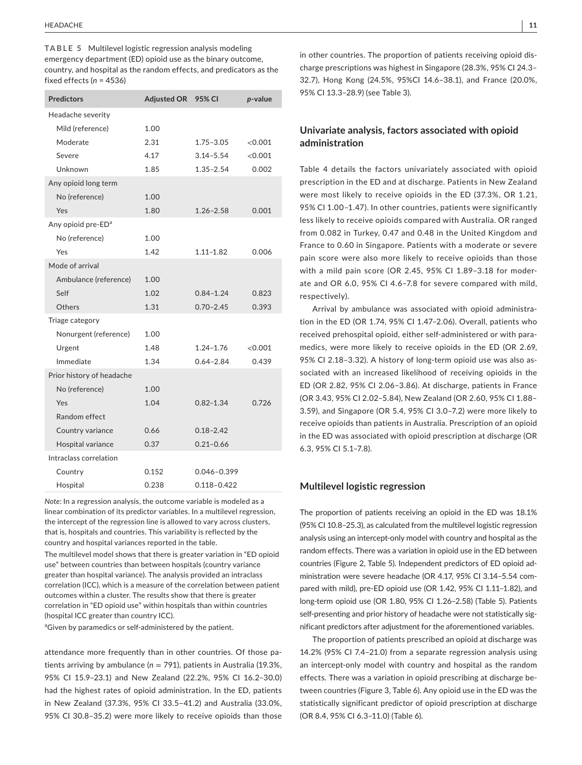**TABLE 5** Multilevel logistic regression analysis modeling emergency department (ED) opioid use as the binary outcome, country, and hospital as the random effects, and predicators as the fixed effects ($n$ = 4536)

| Predictors | Adjusted OR | 95% CI | *p*-value |
|---|---|---|---|
| Headache severity | | | |
| Mild (reference) | 1.00 | | |
| Moderate | 2.31 | 1.75–3.05 | <0.001 |
| Severe | 4.17 | 3.14–5.54 | <0.001 |
| Unknown | 1.85 | 1.35–2.54 | 0.002 |
| Any opioid long term | | | |
| No (reference) | 1.00 | | |
| Yes | 1.80 | 1.26–2.58 | 0.001 |
| Any opioid pre-ED[a] | | | |
| No (reference) | 1.00 | | |
| Yes | 1.42 | 1.11–1.82 | 0.006 |
| Mode of arrival | | | |
| Ambulance (reference) | 1.00 | | |
| Self | 1.02 | 0.84–1.24 | 0.823 |
| Others | 1.31 | 0.70–2.45 | 0.393 |
| Triage category | | | |
| Nonurgent (reference) | 1.00 | | |
| Urgent | 1.48 | 1.24–1.76 | <0.001 |
| Immediate | 1.34 | 0.64–2.84 | 0.439 |
| Prior history of headache | | | |
| No (reference) | 1.00 | | |
| Yes | 1.04 | 0.82–1.34 | 0.726 |
| Random effect | | | |
| Country variance | 0.66 | 0.18–2.42 | |
| Hospital variance | 0.37 | 0.21–0.66 | |
| Intraclass correlation | | | |
| Country | 0.152 | 0.046–0.399 | |
| Hospital | 0.238 | 0.118–0.422 | |

*Note:* In a regression analysis, the outcome variable is modeled as a linear combination of its predictor variables. In a multilevel regression, the intercept of the regression line is allowed to vary across clusters, that is, hospitals and countries. This variability is reflected by the country and hospital variances reported in the table.

The multilevel model shows that there is greater variation in "ED opioid use" between countries than between hospitals (country variance greater than hospital variance). The analysis provided an intraclass correlation (ICC), which is a measure of the correlation between patient outcomes within a cluster. The results show that there is greater correlation in "ED opioid use" within hospitals than within countries (hospital ICC greater than country ICC).

[a]Given by paramedics or self-administered by the patient.

attendance more frequently than in other countries. Of those patients arriving by ambulance ($n$ = 791), patients in Australia (19.3%, 95% CI 15.9–23.1) and New Zealand (22.2%, 95% CI 16.2–30.0) had the highest rates of opioid administration. In the ED, patients in New Zealand (37.3%, 95% CI 33.5–41.2) and Australia (33.0%, 95% CI 30.8–35.2) were more likely to receive opioids than those in other countries. The proportion of patients receiving opioid discharge prescriptions was highest in Singapore (28.3%, 95% CI 24.3–32.7), Hong Kong (24.5%, 95%CI 14.6–38.1), and France (20.0%, 95% CI 13.3–28.9) (see Table 3).

## Univariate analysis, factors associated with opioid administration

Table 4 details the factors univariately associated with opioid prescription in the ED and at discharge. Patients in New Zealand were most likely to receive opioids in the ED (37.3%, OR 1.21, 95% CI 1.00–1.47). In other countries, patients were significantly less likely to receive opioids compared with Australia. OR ranged from 0.082 in Turkey, 0.47 and 0.48 in the United Kingdom and France to 0.60 in Singapore. Patients with a moderate or severe pain score were also more likely to receive opioids than those with a mild pain score (OR 2.45, 95% CI 1.89–3.18 for moderate and OR 6.0, 95% CI 4.6–7.8 for severe compared with mild, respectively).

Arrival by ambulance was associated with opioid administration in the ED (OR 1.74, 95% CI 1.47–2.06). Overall, patients who received prehospital opioid, either self-administered or with paramedics, were more likely to receive opioids in the ED (OR 2.69, 95% CI 2.18–3.32). A history of long-term opioid use was also associated with an increased likelihood of receiving opioids in the ED (OR 2.82, 95% CI 2.06–3.86). At discharge, patients in France (OR 3.43, 95% CI 2.02–5.84), New Zealand (OR 2.60, 95% CI 1.88–3.59), and Singapore (OR 5.4, 95% CI 3.0–7.2) were more likely to receive opioids than patients in Australia. Prescription of an opioid in the ED was associated with opioid prescription at discharge (OR 6.3, 95% CI 5.1–7.8).

## Multilevel logistic regression

The proportion of patients receiving an opioid in the ED was 18.1% (95% CI 10.8–25.3), as calculated from the multilevel logistic regression analysis using an intercept-only model with country and hospital as the random effects. There was a variation in opioid use in the ED between countries (Figure 2, Table 5). Independent predictors of ED opioid administration were severe headache (OR 4.17, 95% CI 3.14–5.54 compared with mild), pre-ED opioid use (OR 1.42, 95% CI 1.11–1.82), and long-term opioid use (OR 1.80, 95% CI 1.26–2.58) (Table 5). Patients self-presenting and prior history of headache were not statistically significant predictors after adjustment for the aforementioned variables.

The proportion of patients prescribed an opioid at discharge was 14.2% (95% CI 7.4–21.0) from a separate regression analysis using an intercept-only model with country and hospital as the random effects. There was a variation in opioid prescribing at discharge between countries (Figure 3, Table 6). Any opioid use in the ED was the statistically significant predictor of opioid prescription at discharge (OR 8.4, 95% CI 6.3–11.0) (Table 6).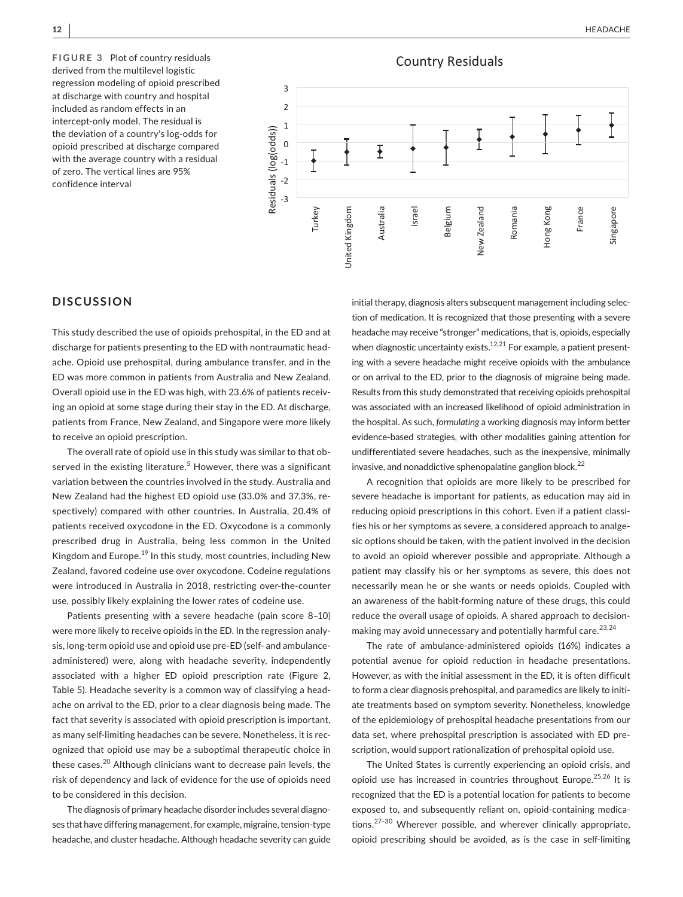**FIGURE 3** Plot of country residuals derived from the multilevel logistic regression modeling of opioid prescribed at discharge with country and hospital included as random effects in an intercept-only model. The residual is the deviation of a country's log-odds for opioid prescribed at discharge compared with the average country with a residual of zero. The vertical lines are 95% confidence interval

## DISCUSSION

This study described the use of opioids prehospital, in the ED and at discharge for patients presenting to the ED with nontraumatic headache. Opioid use prehospital, during ambulance transfer, and in the ED was more common in patients from Australia and New Zealand. Overall opioid use in the ED was high, with 23.6% of patients receiving an opioid at some stage during their stay in the ED. At discharge, patients from France, New Zealand, and Singapore were more likely to receive an opioid prescription.

The overall rate of opioid use in this study was similar to that observed in the existing literature.[5] However, there was a significant variation between the countries involved in the study. Australia and New Zealand had the highest ED opioid use (33.0% and 37.3%, respectively) compared with other countries. In Australia, 20.4% of patients received oxycodone in the ED. Oxycodone is a commonly prescribed drug in Australia, being less common in the United Kingdom and Europe.[19] In this study, most countries, including New Zealand, favored codeine use over oxycodone. Codeine regulations were introduced in Australia in 2018, restricting over-the-counter use, possibly likely explaining the lower rates of codeine use.

Patients presenting with a severe headache (pain score 8–10) were more likely to receive opioids in the ED. In the regression analysis, long-term opioid use and opioid use pre-ED (self- and ambulance-administered) were, along with headache severity, independently associated with a higher ED opioid prescription rate (Figure 2, Table 5). Headache severity is a common way of classifying a headache on arrival to the ED, prior to a clear diagnosis being made. The fact that severity is associated with opioid prescription is important, as many self-limiting headaches can be severe. Nonetheless, it is recognized that opioid use may be a suboptimal therapeutic choice in these cases.[20] Although clinicians want to decrease pain levels, the risk of dependency and lack of evidence for the use of opioids need to be considered in this decision.

The diagnosis of primary headache disorder includes several diagnoses that have differing management, for example, migraine, tension-type headache, and cluster headache. Although headache severity can guide initial therapy, diagnosis alters subsequent management including selection of medication. It is recognized that those presenting with a severe headache may receive "stronger" medications, that is, opioids, especially when diagnostic uncertainty exists.[12,21] For example, a patient presenting with a severe headache might receive opioids with the ambulance or on arrival to the ED, prior to the diagnosis of migraine being made. Results from this study demonstrated that receiving opioids prehospital was associated with an increased likelihood of opioid administration in the hospital. As such, *formulating* a working diagnosis may inform better evidence-based strategies, with other modalities gaining attention for undifferentiated severe headaches, such as the inexpensive, minimally invasive, and nonaddictive sphenopalatine ganglion block.[22]

A recognition that opioids are more likely to be prescribed for severe headache is important for patients, as education may aid in reducing opioid prescriptions in this cohort. Even if a patient classifies his or her symptoms as severe, a considered approach to analgesic options should be taken, with the patient involved in the decision to avoid an opioid wherever possible and appropriate. Although a patient may classify his or her symptoms as severe, this does not necessarily mean he or she wants or needs opioids. Coupled with an awareness of the habit-forming nature of these drugs, this could reduce the overall usage of opioids. A shared approach to decision-making may avoid unnecessary and potentially harmful care.[23,24]

The rate of ambulance-administered opioids (16%) indicates a potential avenue for opioid reduction in headache presentations. However, as with the initial assessment in the ED, it is often difficult to form a clear diagnosis prehospital, and paramedics are likely to initiate treatments based on symptom severity. Nonetheless, knowledge of the epidemiology of prehospital headache presentations from our data set, where prehospital prescription is associated with ED prescription, would support rationalization of prehospital opioid use.

The United States is currently experiencing an opioid crisis, and opioid use has increased in countries throughout Europe.[25,26] It is recognized that the ED is a potential location for patients to become exposed to, and subsequently reliant on, opioid-containing medications.[27–30] Wherever possible, and wherever clinically appropriate, opioid prescribing should be avoided, as is the case in self-limiting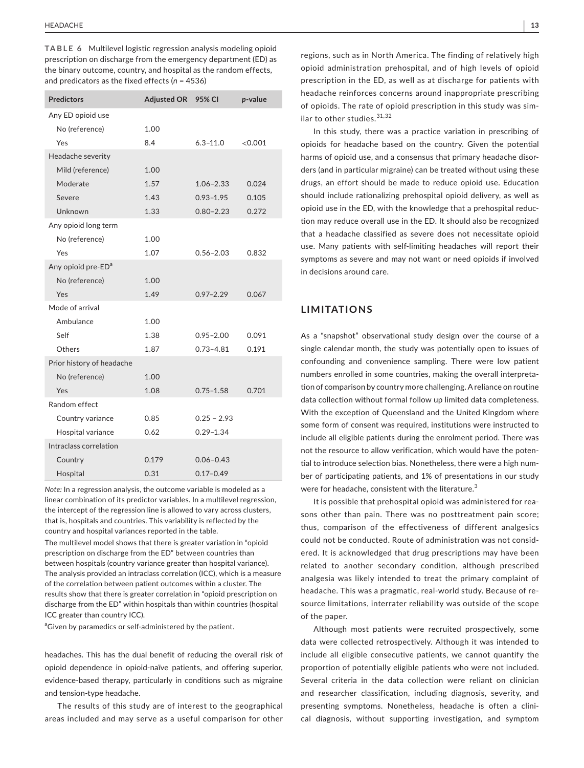**TABLE 6** Multilevel logistic regression analysis modeling opioid prescription on discharge from the emergency department (ED) as the binary outcome, country, and hospital as the random effects, and predictors as the fixed effects ($n = 4536$)

| Predictors | Adjusted OR | 95% CI | *p*-value |
|---|---|---|---|
| Any ED opioid use | | | |
| No (reference) | 1.00 | | |
| Yes | 8.4 | 6.3–11.0 | <0.001 |
| Headache severity | | | |
| Mild (reference) | 1.00 | | |
| Moderate | 1.57 | 1.06–2.33 | 0.024 |
| Severe | 1.43 | 0.93–1.95 | 0.105 |
| Unknown | 1.33 | 0.80–2.23 | 0.272 |
| Any opioid long term | | | |
| No (reference) | 1.00 | | |
| Yes | 1.07 | 0.56–2.03 | 0.832 |
| Any opioid pre-ED[a] | | | |
| No (reference) | 1.00 | | |
| Yes | 1.49 | 0.97–2.29 | 0.067 |
| Mode of arrival | | | |
| Ambulance | 1.00 | | |
| Self | 1.38 | 0.95–2.00 | 0.091 |
| Others | 1.87 | 0.73–4.81 | 0.191 |
| Prior history of headache | | | |
| No (reference) | 1.00 | | |
| Yes | 1.08 | 0.75–1.58 | 0.701 |
| Random effect | | | |
| Country variance | 0.85 | 0.25 – 2.93 | |
| Hospital variance | 0.62 | 0.29–1.34 | |
| Intraclass correlation | | | |
| Country | 0.179 | 0.06–0.43 | |
| Hospital | 0.31 | 0.17–0.49 | |

*Note:* In a regression analysis, the outcome variable is modeled as a linear combination of its predictor variables. In a multilevel regression, the intercept of the regression line is allowed to vary across clusters, that is, hospitals and countries. This variability is reflected by the country and hospital variances reported in the table.

The multilevel model shows that there is greater variation in "opioid prescription on discharge from the ED" between countries than between hospitals (country variance greater than hospital variance). The analysis provided an intraclass correlation (ICC), which is a measure of the correlation between patient outcomes within a cluster. The results show that there is greater correlation in "opioid prescription on discharge from the ED" within hospitals than within countries (hospital ICC greater than country ICC).

[a]Given by paramedics or self-administered by the patient.

headaches. This has the dual benefit of reducing the overall risk of opioid dependence in opioid-naïve patients, and offering superior, evidence-based therapy, particularly in conditions such as migraine and tension-type headache.

The results of this study are of interest to the geographical areas included and may serve as a useful comparison for other regions, such as in North America. The finding of relatively high opioid administration prehospital, and of high levels of opioid prescription in the ED, as well as at discharge for patients with headache reinforces concerns around inappropriate prescribing of opioids. The rate of opioid prescription in this study was similar to other studies.[31,32]

In this study, there was a practice variation in prescribing of opioids for headache based on the country. Given the potential harms of opioid use, and a consensus that primary headache disorders (and in particular migraine) can be treated without using these drugs, an effort should be made to reduce opioid use. Education should include rationalizing prehospital opioid delivery, as well as opioid use in the ED, with the knowledge that a prehospital reduction may reduce overall use in the ED. It should also be recognized that a headache classified as severe does not necessitate opioid use. Many patients with self-limiting headaches will report their symptoms as severe and may not want or need opioids if involved in decisions around care.

## LIMITATIONS

As a "snapshot" observational study design over the course of a single calendar month, the study was potentially open to issues of confounding and convenience sampling. There were low patient numbers enrolled in some countries, making the overall interpretation of comparison by country more challenging. A reliance on routine data collection without formal follow up limited data completeness. With the exception of Queensland and the United Kingdom where some form of consent was required, institutions were instructed to include all eligible patients during the enrolment period. There was not the resource to allow verification, which would have the potential to introduce selection bias. Nonetheless, there were a high number of participating patients, and 1% of presentations in our study were for headache, consistent with the literature.[3]

It is possible that prehospital opioid was administered for reasons other than pain. There was no posttreatment pain score; thus, comparison of the effectiveness of different analgesics could not be conducted. Route of administration was not considered. It is acknowledged that drug prescriptions may have been related to another secondary condition, although prescribed analgesia was likely intended to treat the primary complaint of headache. This was a pragmatic, real-world study. Because of resource limitations, interrater reliability was outside of the scope of the paper.

Although most patients were recruited prospectively, some data were collected retrospectively. Although it was intended to include all eligible consecutive patients, we cannot quantify the proportion of potentially eligible patients who were not included. Several criteria in the data collection were reliant on clinician and researcher classification, including diagnosis, severity, and presenting symptoms. Nonetheless, headache is often a clinical diagnosis, without supporting investigation, and symptom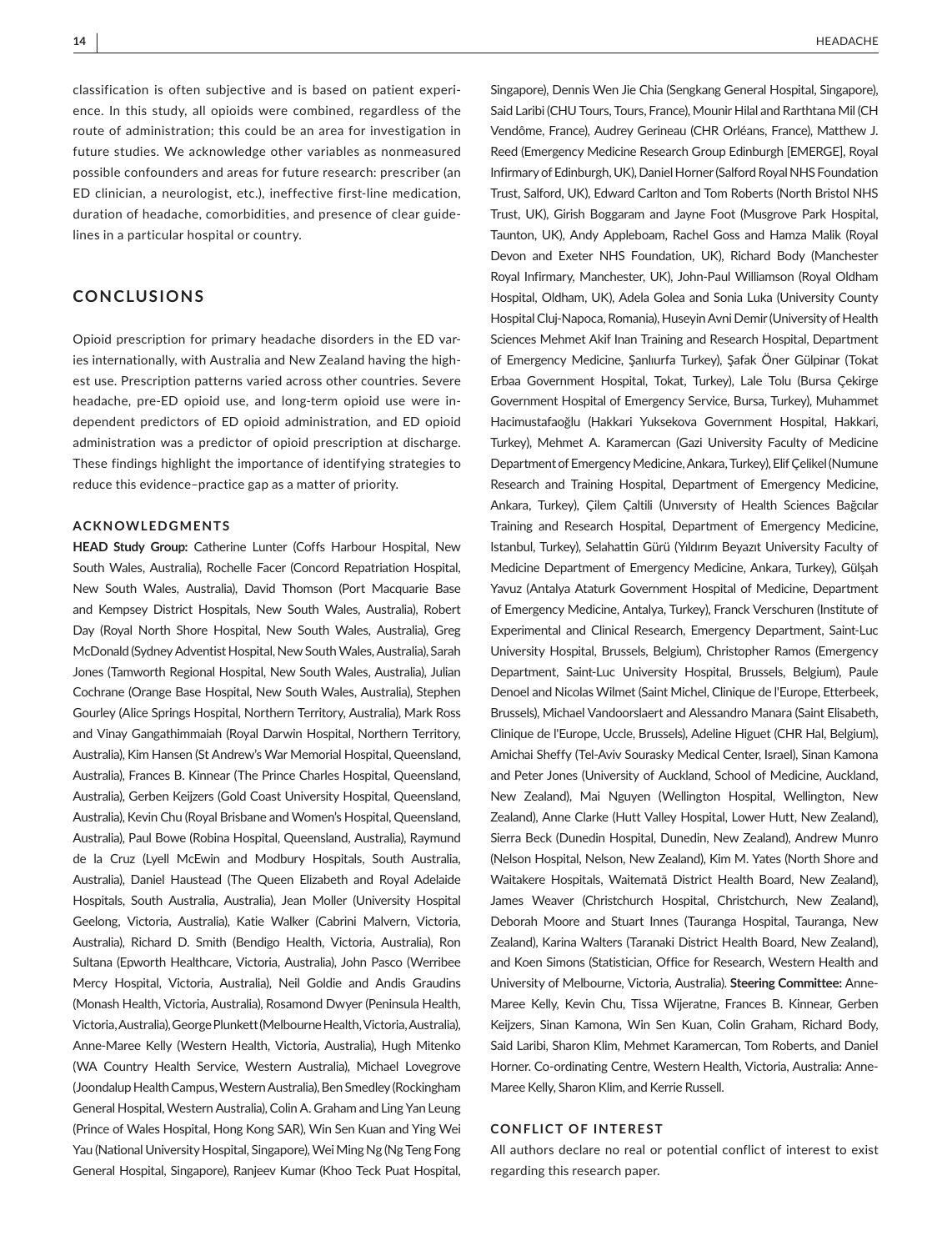classification is often subjective and is based on patient experience. In this study, all opioids were combined, regardless of the route of administration; this could be an area for investigation in future studies. We acknowledge other variables as nonmeasured possible confounders and areas for future research: prescriber (an ED clinician, a neurologist, etc.), ineffective first-line medication, duration of headache, comorbidities, and presence of clear guidelines in a particular hospital or country.

## CONCLUSIONS

Opioid prescription for primary headache disorders in the ED varies internationally, with Australia and New Zealand having the highest use. Prescription patterns varied across other countries. Severe headache, pre-ED opioid use, and long-term opioid use were independent predictors of ED opioid administration, and ED opioid administration was a predictor of opioid prescription at discharge. These findings highlight the importance of identifying strategies to reduce this evidence–practice gap as a matter of priority.

### ACKNOWLEDGMENTS

**HEAD Study Group:** Catherine Lunter (Coffs Harbour Hospital, New South Wales, Australia), Rochelle Facer (Concord Repatriation Hospital, New South Wales, Australia), David Thomson (Port Macquarie Base and Kempsey District Hospitals, New South Wales, Australia), Robert Day (Royal North Shore Hospital, New South Wales, Australia), Greg McDonald (Sydney Adventist Hospital, New South Wales, Australia), Sarah Jones (Tamworth Regional Hospital, New South Wales, Australia), Julian Cochrane (Orange Base Hospital, New South Wales, Australia), Stephen Gourley (Alice Springs Hospital, Northern Territory, Australia), Mark Ross and Vinay Gangathimmaiah (Royal Darwin Hospital, Northern Territory, Australia), Kim Hansen (St Andrew's War Memorial Hospital, Queensland, Australia), Frances B. Kinnear (The Prince Charles Hospital, Queensland, Australia), Gerben Keijzers (Gold Coast University Hospital, Queensland, Australia), Kevin Chu (Royal Brisbane and Women's Hospital, Queensland, Australia), Paul Bowe (Robina Hospital, Queensland, Australia), Raymund de la Cruz (Lyell McEwin and Modbury Hospitals, South Australia, Australia), Daniel Haustead (The Queen Elizabeth and Royal Adelaide Hospitals, South Australia, Australia), Jean Moller (University Hospital Geelong, Victoria, Australia), Katie Walker (Cabrini Malvern, Victoria, Australia), Richard D. Smith (Bendigo Health, Victoria, Australia), Ron Sultana (Epworth Healthcare, Victoria, Australia), John Pasco (Werribee Mercy Hospital, Victoria, Australia), Neil Goldie and Andis Graudins (Monash Health, Victoria, Australia), Rosamond Dwyer (Peninsula Health, Victoria, Australia), George Plunkett (Melbourne Health, Victoria, Australia), Anne-Maree Kelly (Western Health, Victoria, Australia), Hugh Mitenko (WA Country Health Service, Western Australia), Michael Lovegrove (Joondalup Health Campus, Western Australia), Ben Smedley (Rockingham General Hospital, Western Australia), Colin A. Graham and Ling Yan Leung (Prince of Wales Hospital, Hong Kong SAR), Win Sen Kuan and Ying Wei Yau (National University Hospital, Singapore), Wei Ming Ng (Ng Teng Fong General Hospital, Singapore), Ranjeev Kumar (Khoo Teck Puat Hospital, Singapore), Dennis Wen Jie Chia (Sengkang General Hospital, Singapore), Said Laribi (CHU Tours, Tours, France), Mounir Hilal and Rarthtana Mil (CH Vendôme, France), Audrey Gerineau (CHR Orléans, France), Matthew J. Reed (Emergency Medicine Research Group Edinburgh [EMERGE], Royal Infirmary of Edinburgh, UK), Daniel Horner (Salford Royal NHS Foundation Trust, Salford, UK), Edward Carlton and Tom Roberts (North Bristol NHS Trust, UK), Girish Boggaram and Jayne Foot (Musgrove Park Hospital, Taunton, UK), Andy Appleboam, Rachel Goss and Hamza Malik (Royal Devon and Exeter NHS Foundation, UK), Richard Body (Manchester Royal Infirmary, Manchester, UK), John-Paul Williamson (Royal Oldham Hospital, Oldham, UK), Adela Golea and Sonia Luka (University County Hospital Cluj-Napoca, Romania), Huseyin Avni Demir (University of Health Sciences Mehmet Akif Inan Training and Research Hospital, Department of Emergency Medicine, Şanlıurfa Turkey), Şafak Öner Gülpinar (Tokat Erbaa Government Hospital, Tokat, Turkey), Lale Tolu (Bursa Çekirge Government Hospital of Emergency Service, Bursa, Turkey), Muhammet Hacimustafaoğlu (Hakkari Yuksekova Government Hospital, Hakkari, Turkey), Mehmet A. Karamercan (Gazi University Faculty of Medicine Department of Emergency Medicine, Ankara, Turkey), Elif Çelikel (Numune Research and Training Hospital, Department of Emergency Medicine, Ankara, Turkey), Çilem Çaltili (Unıversıty of Health Sciences Bağcılar Training and Research Hospital, Department of Emergency Medicine, Istanbul, Turkey), Selahattin Gürü (Yıldırım Beyazıt University Faculty of Medicine Department of Emergency Medicine, Ankara, Turkey), Gülşah Yavuz (Antalya Ataturk Government Hospital of Medicine, Department of Emergency Medicine, Antalya, Turkey), Franck Verschuren (Institute of Experimental and Clinical Research, Emergency Department, Saint-Luc University Hospital, Brussels, Belgium), Christopher Ramos (Emergency Department, Saint-Luc University Hospital, Brussels, Belgium), Paule Denoel and Nicolas Wilmet (Saint Michel, Clinique de l'Europe, Etterbeek, Brussels), Michael Vandoorslaert and Alessandro Manara (Saint Elisabeth, Clinique de l'Europe, Uccle, Brussels), Adeline Higuet (CHR Hal, Belgium), Amichai Sheffy (Tel-Aviv Sourasky Medical Center, Israel), Sinan Kamona and Peter Jones (University of Auckland, School of Medicine, Auckland, New Zealand), Mai Nguyen (Wellington Hospital, Wellington, New Zealand), Anne Clarke (Hutt Valley Hospital, Lower Hutt, New Zealand), Sierra Beck (Dunedin Hospital, Dunedin, New Zealand), Andrew Munro (Nelson Hospital, Nelson, New Zealand), Kim M. Yates (North Shore and Waitakere Hospitals, Waitematā District Health Board, New Zealand), James Weaver (Christchurch Hospital, Christchurch, New Zealand), Deborah Moore and Stuart Innes (Tauranga Hospital, Tauranga, New Zealand), Karina Walters (Taranaki District Health Board, New Zealand), and Koen Simons (Statistician, Office for Research, Western Health and University of Melbourne, Victoria, Australia). **Steering Committee:** Anne-Maree Kelly, Kevin Chu, Tissa Wijeratne, Frances B. Kinnear, Gerben Keijzers, Sinan Kamona, Win Sen Kuan, Colin Graham, Richard Body, Said Laribi, Sharon Klim, Mehmet Karamercan, Tom Roberts, and Daniel Horner. Co-ordinating Centre, Western Health, Victoria, Australia: Anne-Maree Kelly, Sharon Klim, and Kerrie Russell.

### CONFLICT OF INTEREST

All authors declare no real or potential conflict of interest to exist regarding this research paper.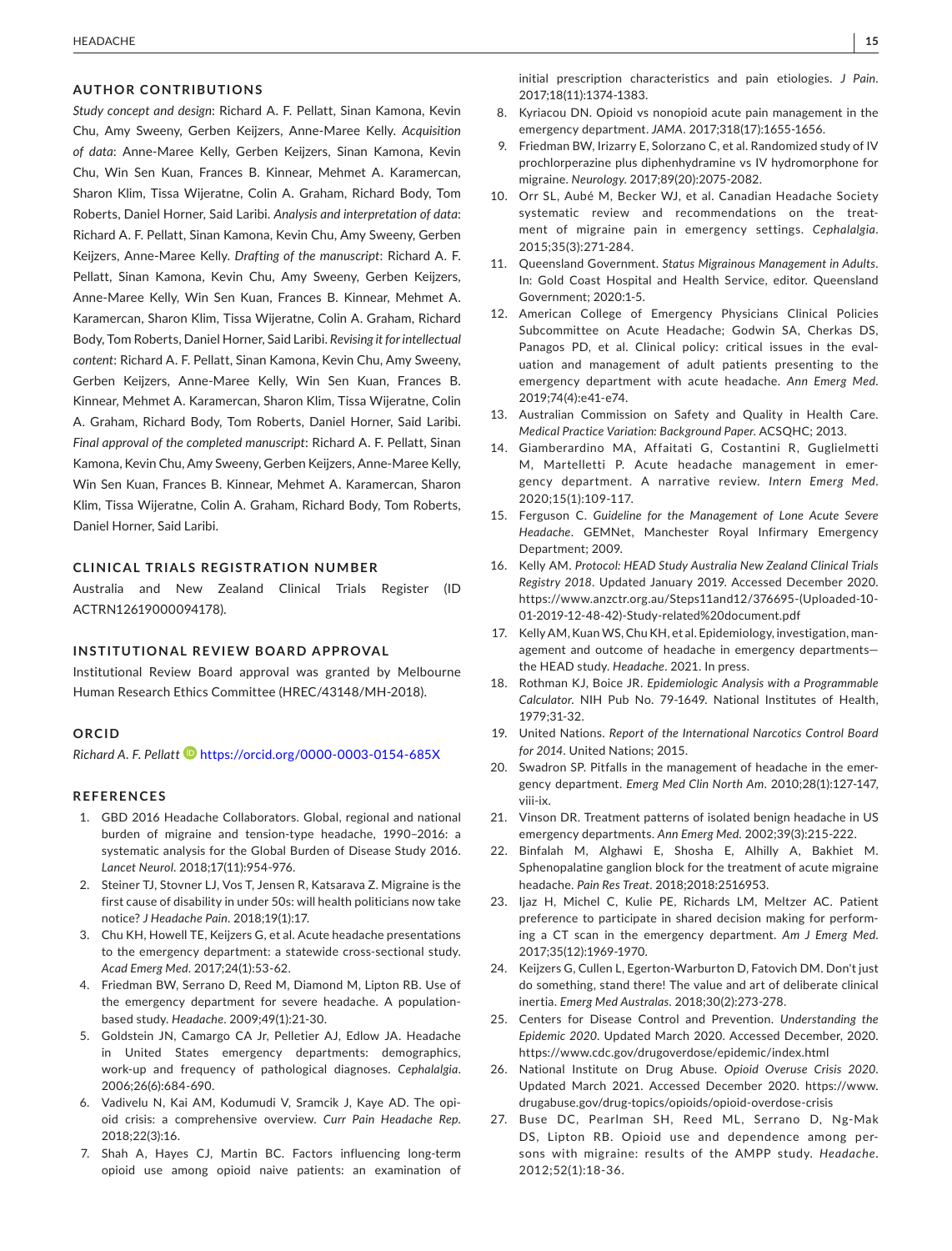## AUTHOR CONTRIBUTIONS

*Study concept and design*: Richard A. F. Pellatt, Sinan Kamona, Kevin Chu, Amy Sweeny, Gerben Keijzers, Anne-Maree Kelly. *Acquisition of data*: Anne-Maree Kelly, Gerben Keijzers, Sinan Kamona, Kevin Chu, Win Sen Kuan, Frances B. Kinnear, Mehmet A. Karamercan, Sharon Klim, Tissa Wijeratne, Colin A. Graham, Richard Body, Tom Roberts, Daniel Horner, Said Laribi. *Analysis and interpretation of data*: Richard A. F. Pellatt, Sinan Kamona, Kevin Chu, Amy Sweeny, Gerben Keijzers, Anne-Maree Kelly. *Drafting of the manuscript*: Richard A. F. Pellatt, Sinan Kamona, Kevin Chu, Amy Sweeny, Gerben Keijzers, Anne-Maree Kelly, Win Sen Kuan, Frances B. Kinnear, Mehmet A. Karamercan, Sharon Klim, Tissa Wijeratne, Colin A. Graham, Richard Body, Tom Roberts, Daniel Horner, Said Laribi. *Revising it for intellectual content*: Richard A. F. Pellatt, Sinan Kamona, Kevin Chu, Amy Sweeny, Gerben Keijzers, Anne-Maree Kelly, Win Sen Kuan, Frances B. Kinnear, Mehmet A. Karamercan, Sharon Klim, Tissa Wijeratne, Colin A. Graham, Richard Body, Tom Roberts, Daniel Horner, Said Laribi. *Final approval of the completed manuscript*: Richard A. F. Pellatt, Sinan Kamona, Kevin Chu, Amy Sweeny, Gerben Keijzers, Anne-Maree Kelly, Win Sen Kuan, Frances B. Kinnear, Mehmet A. Karamercan, Sharon Klim, Tissa Wijeratne, Colin A. Graham, Richard Body, Tom Roberts, Daniel Horner, Said Laribi.

## CLINICAL TRIALS REGISTRATION NUMBER

Australia and New Zealand Clinical Trials Register (ID ACTRN12619000094178).

## INSTITUTIONAL REVIEW BOARD APPROVAL

Institutional Review Board approval was granted by Melbourne Human Research Ethics Committee (HREC/43148/MH-2018).

## ORCID

*Richard A. F. Pellatt* https://orcid.org/0000-0003-0154-685X

## REFERENCES

1. GBD 2016 Headache Collaborators. Global, regional and national burden of migraine and tension-type headache, 1990–2016: a systematic analysis for the Global Burden of Disease Study 2016. *Lancet Neurol*. 2018;17(11):954-976.
2. Steiner TJ, Stovner LJ, Vos T, Jensen R, Katsarava Z. Migraine is the first cause of disability in under 50s: will health politicians now take notice? *J Headache Pain*. 2018;19(1):17.
3. Chu KH, Howell TE, Keijzers G, et al. Acute headache presentations to the emergency department: a statewide cross-sectional study. *Acad Emerg Med*. 2017;24(1):53-62.
4. Friedman BW, Serrano D, Reed M, Diamond M, Lipton RB. Use of the emergency department for severe headache. A population-based study. *Headache*. 2009;49(1):21-30.
5. Goldstein JN, Camargo CA Jr, Pelletier AJ, Edlow JA. Headache in United States emergency departments: demographics, work-up and frequency of pathological diagnoses. *Cephalalgia*. 2006;26(6):684-690.
6. Vadivelu N, Kai AM, Kodumudi V, Sramcik J, Kaye AD. The opioid crisis: a comprehensive overview. *Curr Pain Headache Rep*. 2018;22(3):16.
7. Shah A, Hayes CJ, Martin BC. Factors influencing long-term opioid use among opioid naive patients: an examination of initial prescription characteristics and pain etiologies. *J Pain*. 2017;18(11):1374-1383.
8. Kyriacou DN. Opioid vs nonopioid acute pain management in the emergency department. *JAMA*. 2017;318(17):1655-1656.
9. Friedman BW, Irizarry E, Solorzano C, et al. Randomized study of IV prochlorperazine plus diphenhydramine vs IV hydromorphone for migraine. *Neurology*. 2017;89(20):2075-2082.
10. Orr SL, Aubé M, Becker WJ, et al. Canadian Headache Society systematic review and recommendations on the treatment of migraine pain in emergency settings. *Cephalalgia*. 2015;35(3):271-284.
11. Queensland Government. *Status Migrainous Management in Adults*. In: Gold Coast Hospital and Health Service, editor. Queensland Government; 2020:1-5.
12. American College of Emergency Physicians Clinical Policies Subcommittee on Acute Headache; Godwin SA, Cherkas DS, Panagos PD, et al. Clinical policy: critical issues in the evaluation and management of adult patients presenting to the emergency department with acute headache. *Ann Emerg Med*. 2019;74(4):e41-e74.
13. Australian Commission on Safety and Quality in Health Care. *Medical Practice Variation: Background Paper*. ACSQHC; 2013.
14. Giamberardino MA, Affaitati G, Costantini R, Guglielmetti M, Martelletti P. Acute headache management in emergency department. A narrative review. *Intern Emerg Med*. 2020;15(1):109-117.
15. Ferguson C. *Guideline for the Management of Lone Acute Severe Headache*. GEMNet, Manchester Royal Infirmary Emergency Department; 2009.
16. Kelly AM. *Protocol: HEAD Study Australia New Zealand Clinical Trials Registry 2018*. Updated January 2019. Accessed December 2020. https://www.anzctr.org.au/Steps11and12/376695-(Uploaded-10-01-2019-12-48-42)-Study-related%20document.pdf
17. Kelly AM, Kuan WS, Chu KH, et al. Epidemiology, investigation, management and outcome of headache in emergency departments—the HEAD study. *Headache*. 2021. In press.
18. Rothman KJ, Boice JR. *Epidemiologic Analysis with a Programmable Calculator*. NIH Pub No. 79-1649. National Institutes of Health, 1979;31-32.
19. United Nations. *Report of the International Narcotics Control Board for 2014*. United Nations; 2015.
20. Swadron SP. Pitfalls in the management of headache in the emergency department. *Emerg Med Clin North Am*. 2010;28(1):127-147, viii-ix.
21. Vinson DR. Treatment patterns of isolated benign headache in US emergency departments. *Ann Emerg Med*. 2002;39(3):215-222.
22. Binfalah M, Alghawi E, Shosha E, Alhilly A, Bakhiet M. Sphenopalatine ganglion block for the treatment of acute migraine headache. *Pain Res Treat*. 2018;2018:2516953.
23. Ijaz H, Michel C, Kulie PE, Richards LM, Meltzer AC. Patient preference to participate in shared decision making for performing a CT scan in the emergency department. *Am J Emerg Med*. 2017;35(12):1969-1970.
24. Keijzers G, Cullen L, Egerton-Warburton D, Fatovich DM. Don't just do something, stand there! The value and art of deliberate clinical inertia. *Emerg Med Australas*. 2018;30(2):273-278.
25. Centers for Disease Control and Prevention. *Understanding the Epidemic 2020*. Updated March 2020. Accessed December, 2020. https://www.cdc.gov/drugoverdose/epidemic/index.html
26. National Institute on Drug Abuse. *Opioid Overuse Crisis 2020*. Updated March 2021. Accessed December 2020. https://www.drugabuse.gov/drug-topics/opioids/opioid-overdose-crisis
27. Buse DC, Pearlman SH, Reed ML, Serrano D, Ng-Mak DS, Lipton RB. Opioid use and dependence among persons with migraine: results of the AMPP study. *Headache*. 2012;52(1):18-36.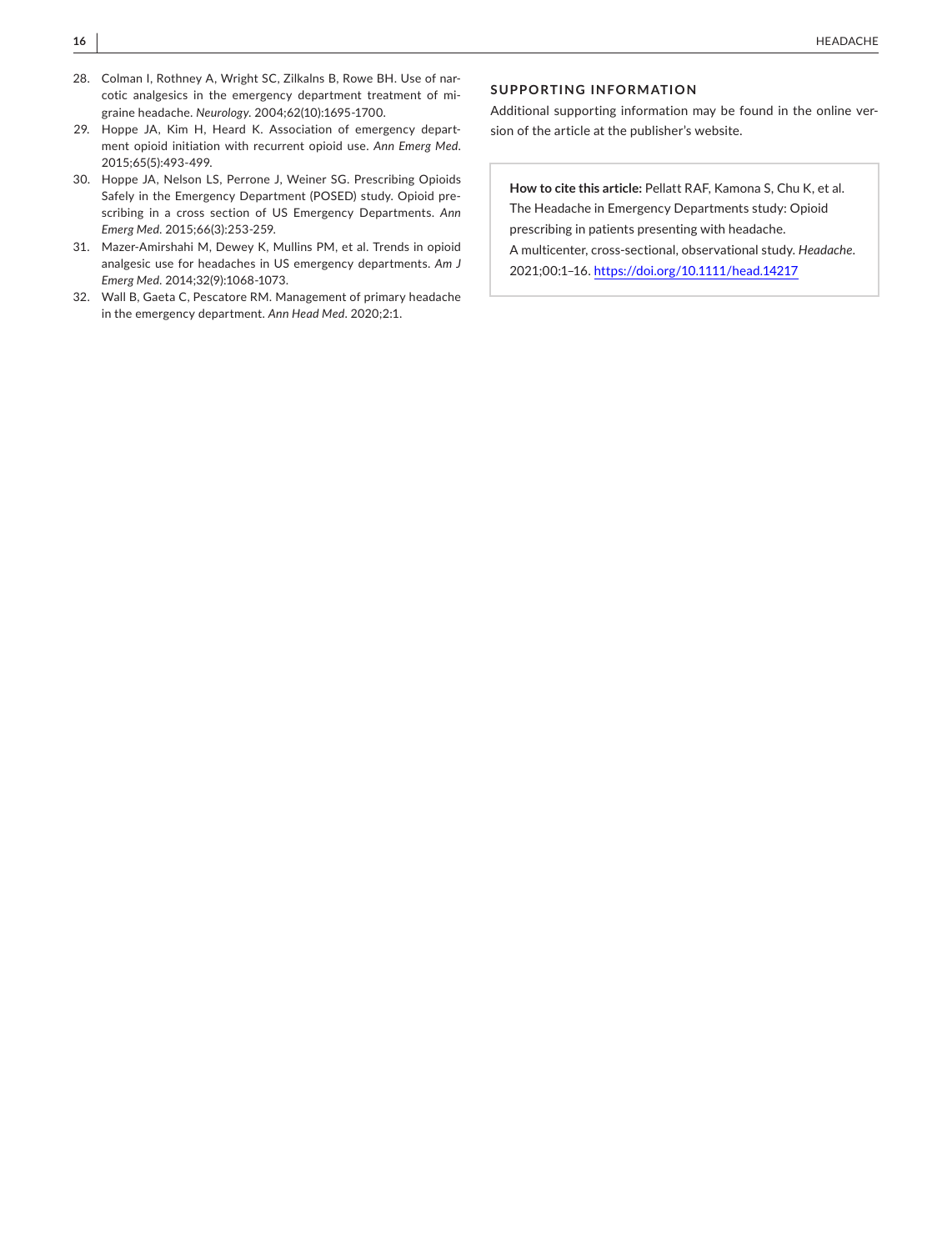28. Colman I, Rothney A, Wright SC, Zilkalns B, Rowe BH. Use of narcotic analgesics in the emergency department treatment of migraine headache. *Neurology*. 2004;62(10):1695-1700.
29. Hoppe JA, Kim H, Heard K. Association of emergency department opioid initiation with recurrent opioid use. *Ann Emerg Med*. 2015;65(5):493-499.
30. Hoppe JA, Nelson LS, Perrone J, Weiner SG. Prescribing Opioids Safely in the Emergency Department (POSED) study. Opioid prescribing in a cross section of US Emergency Departments. *Ann Emerg Med*. 2015;66(3):253-259.
31. Mazer-Amirshahi M, Dewey K, Mullins PM, et al. Trends in opioid analgesic use for headaches in US emergency departments. *Am J Emerg Med*. 2014;32(9):1068-1073.
32. Wall B, Gaeta C, Pescatore RM. Management of primary headache in the emergency department. *Ann Head Med*. 2020;2:1.

## SUPPORTING INFORMATION

Additional supporting information may be found in the online version of the article at the publisher's website.

**How to cite this article:** Pellatt RAF, Kamona S, Chu K, et al. The Headache in Emergency Departments study: Opioid prescribing in patients presenting with headache. A multicenter, cross-sectional, observational study. *Headache*. 2021;00:1–16. https://doi.org/10.1111/head.14217